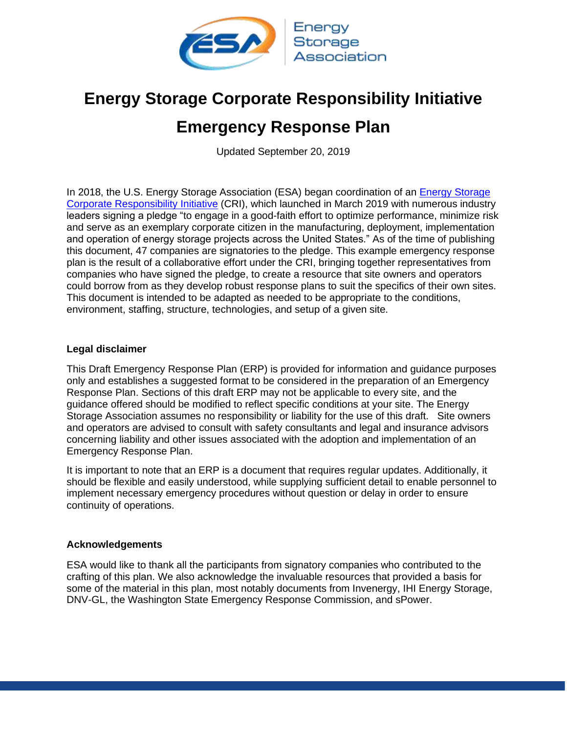# Energy Storage Corporate Responsibility Initiative

# Emergency Response Plan

Updated September 20, 2019

In 2018, the U.S. Energy Storage Association (ESA) began coordination of an Energy Storage Corporate Responsibility Initiative (CRI), which launched in March 2019 with numerous industry leaders signing a pledge "to engage in a good-faith effort to optimize performance, minimize risk and serve as an exemplary corporate citizen in the manufacturing, deployment, implementation and operation of energy storage projects across the United States." As of the time of publishing this document, 47 companies are signatories to the pledge. This example emergency response plan is the result of a collaborative effort under the CRI, bringing together representatives from companies who have signed the pledge, to create a resource that site owners and operators could borrow from as they develop robust response plans to suit the specifics of their own sites. This document is intended to be adapted as needed to be appropriate to the conditions, environment, staffing, structure, technologies, and setup of a given site.

### Legal disclaimer

This Draft Emergency Response Plan (ERP) is provided for information and guidance purposes only and establishes a suggested format to be considered in the preparation of an Emergency Response Plan. Sections of this draft ERP may not be applicable to every site, and the guidance offered should be modified to reflect specific conditions at your site. The Energy Storage Association assumes no responsibility or liability for the use of this draft. Site owners and operators are advised to consult with safety consultants and legal and insurance advisors concerning liability and other issues associated with the adoption and implementation of an Emergency Response Plan.

It is important to note that an ERP is a document that requires regular updates. Additionally, it should be flexible and easily understood, while supplying sufficient detail to enable personnel to implement necessary emergency procedures without question or delay in order to ensure continuity of operations.

### Acknowledgements

ESA would like to thank all the participants from signatory companies who contributed to the crafting of this plan. We also acknowledge the invaluable resources that provided a basis for some of the material in this plan, most notably documents from Invenergy, IHI Energy Storage, DNV-GL, the Washington State Emergency Response Commission, and sPower.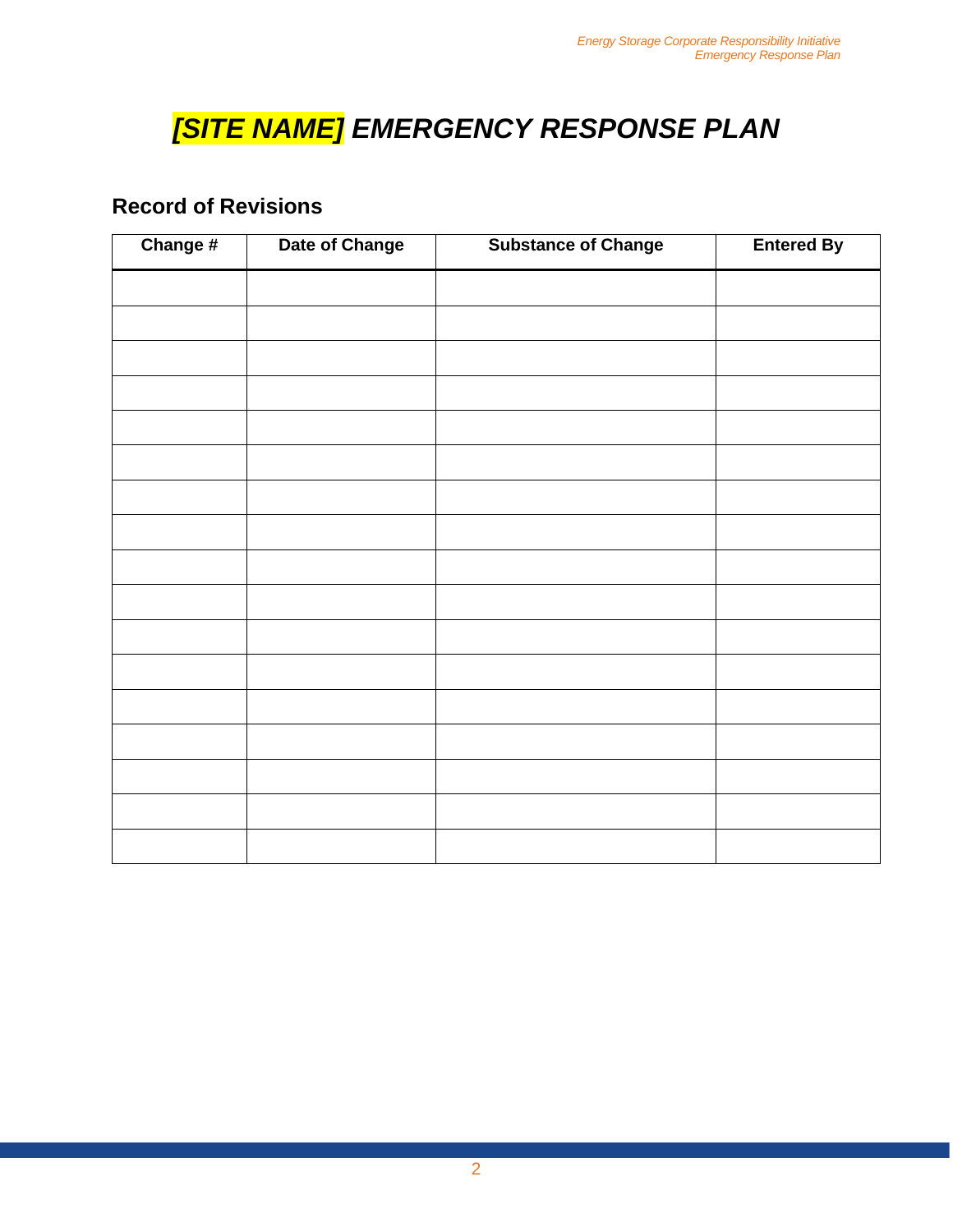# *[SITE NAME] EMERGENCY RESPONSE PLAN*

## Record of Revisions

| Change # | Date of Change | Substance of Change | Entered By |
|---|---|---|---|
| | | | |
| | | | |
| | | | |
| | | | |
| | | | |
| | | | |
| | | | |
| | | | |
| | | | |
| | | | |
| | | | |
| | | | |
| | | | |
| | | | |
| | | | |
| | | | |
| | | | |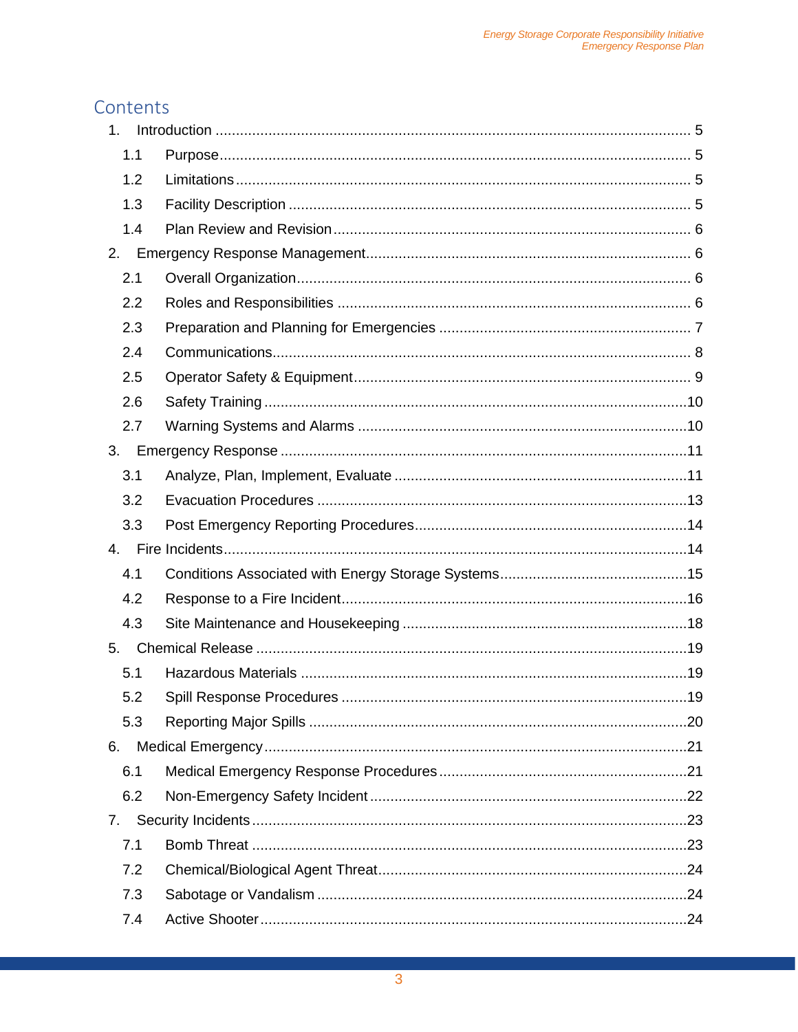# Contents

1. Introduction ... 5
   - 1.1 Purpose ... 5
   - 1.2 Limitations ... 5
   - 1.3 Facility Description ... 5
   - 1.4 Plan Review and Revision ... 6
2. Emergency Response Management ... 6
   - 2.1 Overall Organization ... 6
   - 2.2 Roles and Responsibilities ... 6
   - 2.3 Preparation and Planning for Emergencies ... 7
   - 2.4 Communications ... 8
   - 2.5 Operator Safety & Equipment ... 9
   - 2.6 Safety Training ... 10
   - 2.7 Warning Systems and Alarms ... 10
3. Emergency Response ... 11
   - 3.1 Analyze, Plan, Implement, Evaluate ... 11
   - 3.2 Evacuation Procedures ... 13
   - 3.3 Post Emergency Reporting Procedures ... 14
4. Fire Incidents ... 14
   - 4.1 Conditions Associated with Energy Storage Systems ... 15
   - 4.2 Response to a Fire Incident ... 16
   - 4.3 Site Maintenance and Housekeeping ... 18
5. Chemical Release ... 19
   - 5.1 Hazardous Materials ... 19
   - 5.2 Spill Response Procedures ... 19
   - 5.3 Reporting Major Spills ... 20
6. Medical Emergency ... 21
   - 6.1 Medical Emergency Response Procedures ... 21
   - 6.2 Non-Emergency Safety Incident ... 22
7. Security Incidents ... 23
   - 7.1 Bomb Threat ... 23
   - 7.2 Chemical/Biological Agent Threat ... 24
   - 7.3 Sabotage or Vandalism ... 24
   - 7.4 Active Shooter ... 24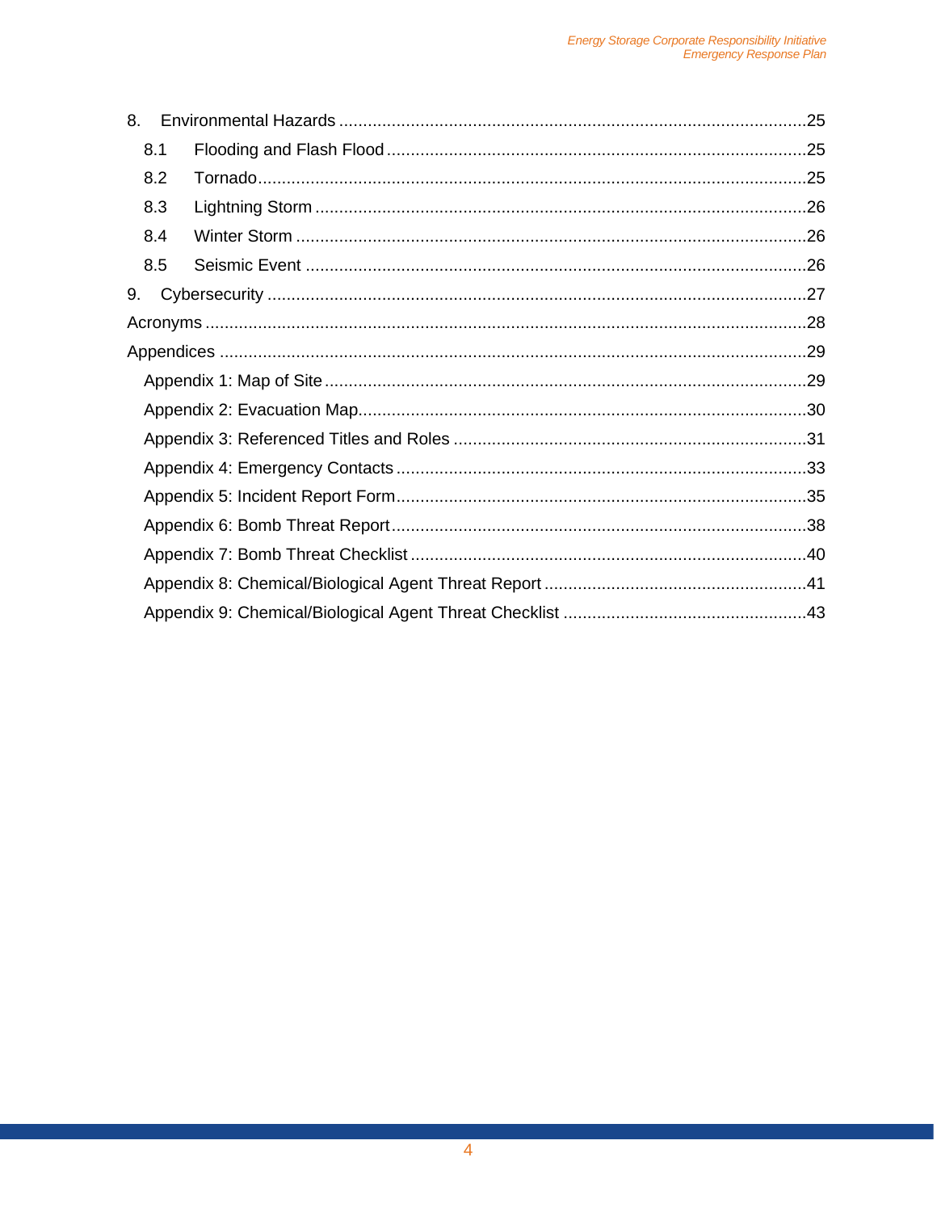8. Environmental Hazards ....................................................................................................25

8.1 Flooding and Flash Flood ..........................................................................................25

8.2 Tornado ......................................................................................................................25

8.3 Lightning Storm ..........................................................................................................26

8.4 Winter Storm ..............................................................................................................26

8.5 Seismic Event ............................................................................................................26

9. Cybersecurity ....................................................................................................................27

Acronyms ................................................................................................................................28

Appendices ............................................................................................................................29

Appendix 1: Map of Site .......................................................................................................29

Appendix 2: Evacuation Map................................................................................................30

Appendix 3: Referenced Titles and Roles ............................................................................31

Appendix 4: Emergency Contacts ........................................................................................33

Appendix 5: Incident Report Form........................................................................................35

Appendix 6: Bomb Threat Report.........................................................................................38

Appendix 7: Bomb Threat Checklist .....................................................................................40

Appendix 8: Chemical/Biological Agent Threat Report .........................................................41

Appendix 9: Chemical/Biological Agent Threat Checklist .....................................................43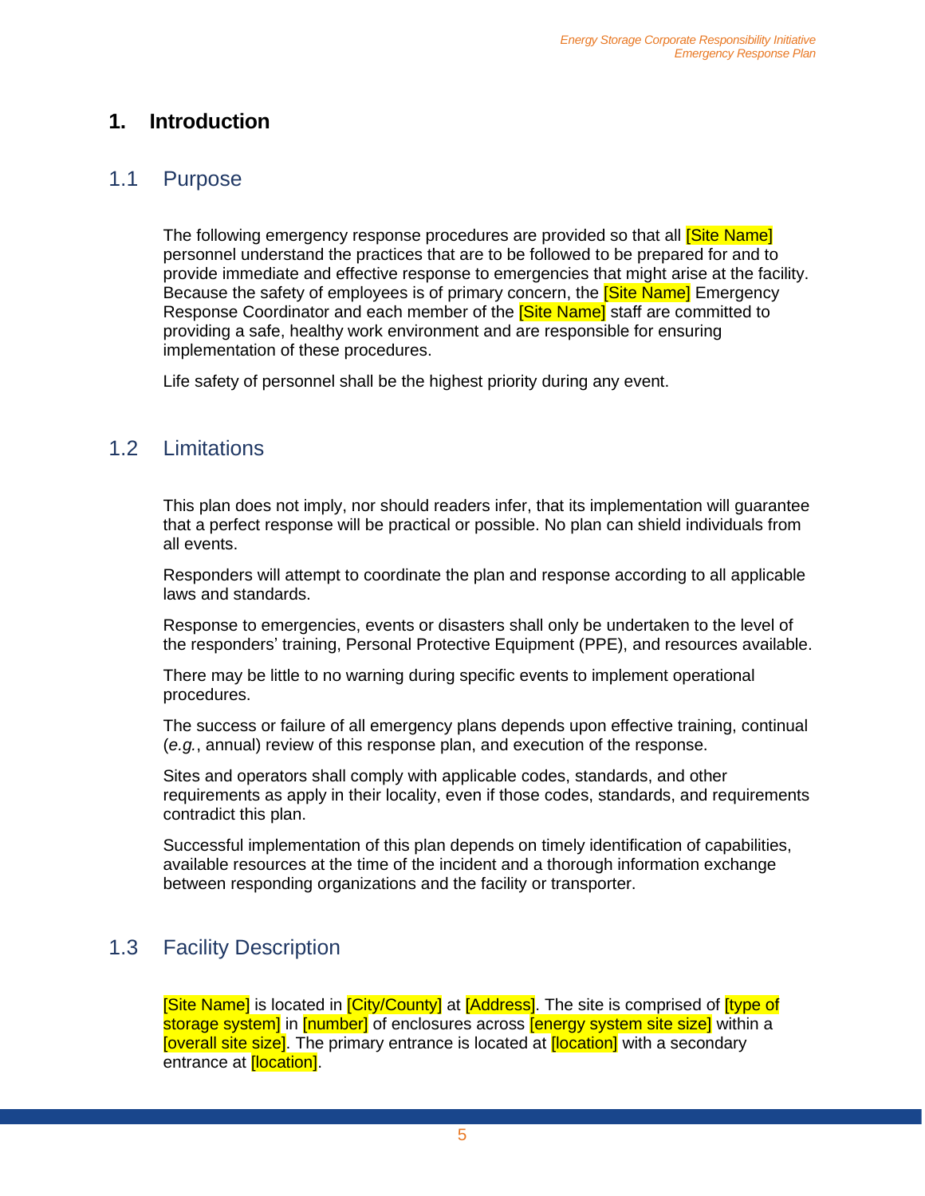# 1. Introduction

## 1.1 Purpose

The following emergency response procedures are provided so that all [Site Name] personnel understand the practices that are to be followed to be prepared for and to provide immediate and effective response to emergencies that might arise at the facility. Because the safety of employees is of primary concern, the [Site Name] Emergency Response Coordinator and each member of the [Site Name] staff are committed to providing a safe, healthy work environment and are responsible for ensuring implementation of these procedures.

Life safety of personnel shall be the highest priority during any event.

## 1.2 Limitations

This plan does not imply, nor should readers infer, that its implementation will guarantee that a perfect response will be practical or possible. No plan can shield individuals from all events.

Responders will attempt to coordinate the plan and response according to all applicable laws and standards.

Response to emergencies, events or disasters shall only be undertaken to the level of the responders' training, Personal Protective Equipment (PPE), and resources available.

There may be little to no warning during specific events to implement operational procedures.

The success or failure of all emergency plans depends upon effective training, continual (*e.g.*, annual) review of this response plan, and execution of the response.

Sites and operators shall comply with applicable codes, standards, and other requirements as apply in their locality, even if those codes, standards, and requirements contradict this plan.

Successful implementation of this plan depends on timely identification of capabilities, available resources at the time of the incident and a thorough information exchange between responding organizations and the facility or transporter.

## 1.3 Facility Description

[Site Name] is located in [City/County] at [Address]. The site is comprised of [type of storage system] in [number] of enclosures across [energy system site size] within a [overall site size]. The primary entrance is located at [location] with a secondary entrance at [location].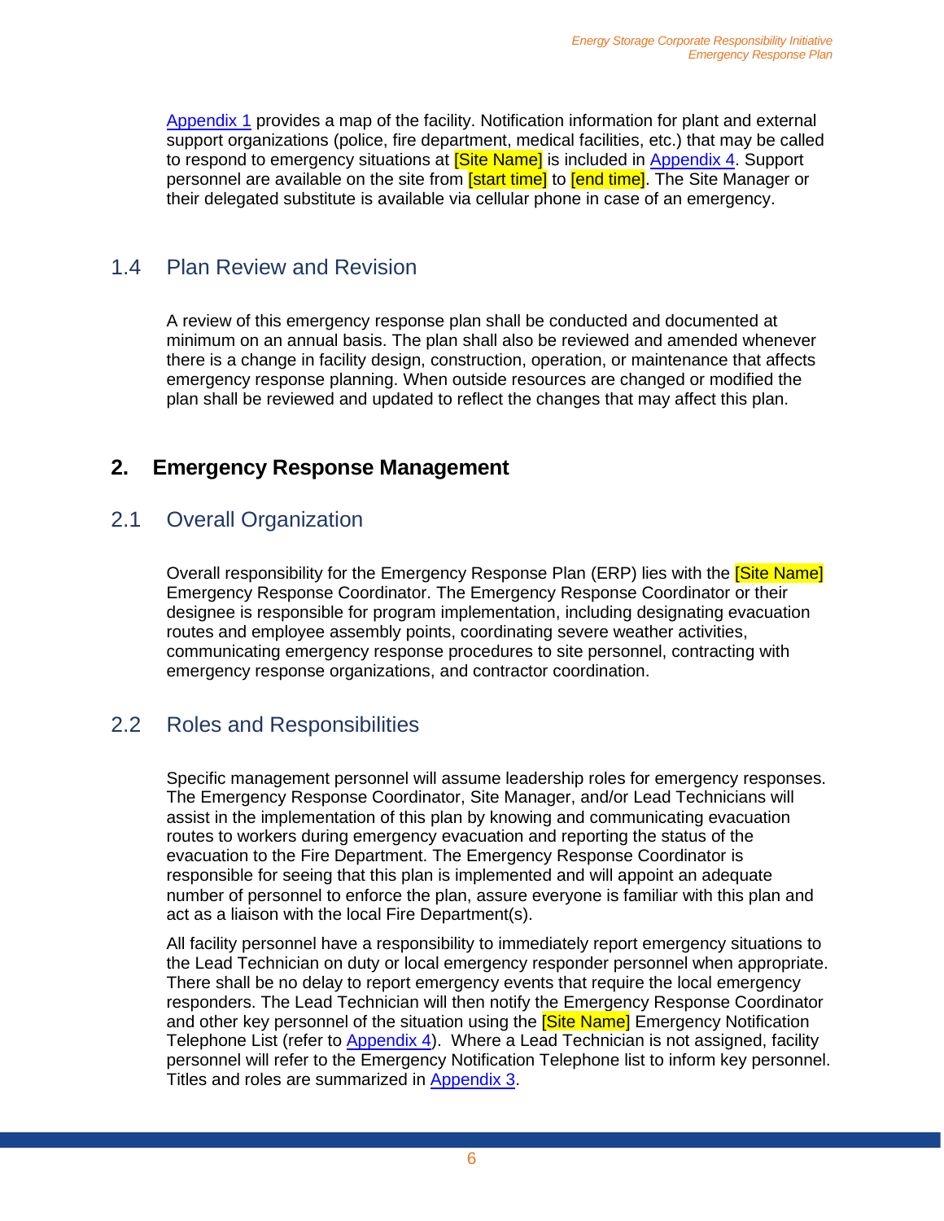Appendix 1 provides a map of the facility. Notification information for plant and external support organizations (police, fire department, medical facilities, etc.) that may be called to respond to emergency situations at [Site Name] is included in Appendix 4. Support personnel are available on the site from [start time] to [end time]. The Site Manager or their delegated substitute is available via cellular phone in case of an emergency.

### 1.4 Plan Review and Revision

A review of this emergency response plan shall be conducted and documented at minimum on an annual basis. The plan shall also be reviewed and amended whenever there is a change in facility design, construction, operation, or maintenance that affects emergency response planning. When outside resources are changed or modified the plan shall be reviewed and updated to reflect the changes that may affect this plan.

## 2. Emergency Response Management

### 2.1 Overall Organization

Overall responsibility for the Emergency Response Plan (ERP) lies with the [Site Name] Emergency Response Coordinator. The Emergency Response Coordinator or their designee is responsible for program implementation, including designating evacuation routes and employee assembly points, coordinating severe weather activities, communicating emergency response procedures to site personnel, contracting with emergency response organizations, and contractor coordination.

### 2.2 Roles and Responsibilities

Specific management personnel will assume leadership roles for emergency responses. The Emergency Response Coordinator, Site Manager, and/or Lead Technicians will assist in the implementation of this plan by knowing and communicating evacuation routes to workers during emergency evacuation and reporting the status of the evacuation to the Fire Department. The Emergency Response Coordinator is responsible for seeing that this plan is implemented and will appoint an adequate number of personnel to enforce the plan, assure everyone is familiar with this plan and act as a liaison with the local Fire Department(s).

All facility personnel have a responsibility to immediately report emergency situations to the Lead Technician on duty or local emergency responder personnel when appropriate. There shall be no delay to report emergency events that require the local emergency responders. The Lead Technician will then notify the Emergency Response Coordinator and other key personnel of the situation using the [Site Name] Emergency Notification Telephone List (refer to Appendix 4). Where a Lead Technician is not assigned, facility personnel will refer to the Emergency Notification Telephone list to inform key personnel. Titles and roles are summarized in Appendix 3.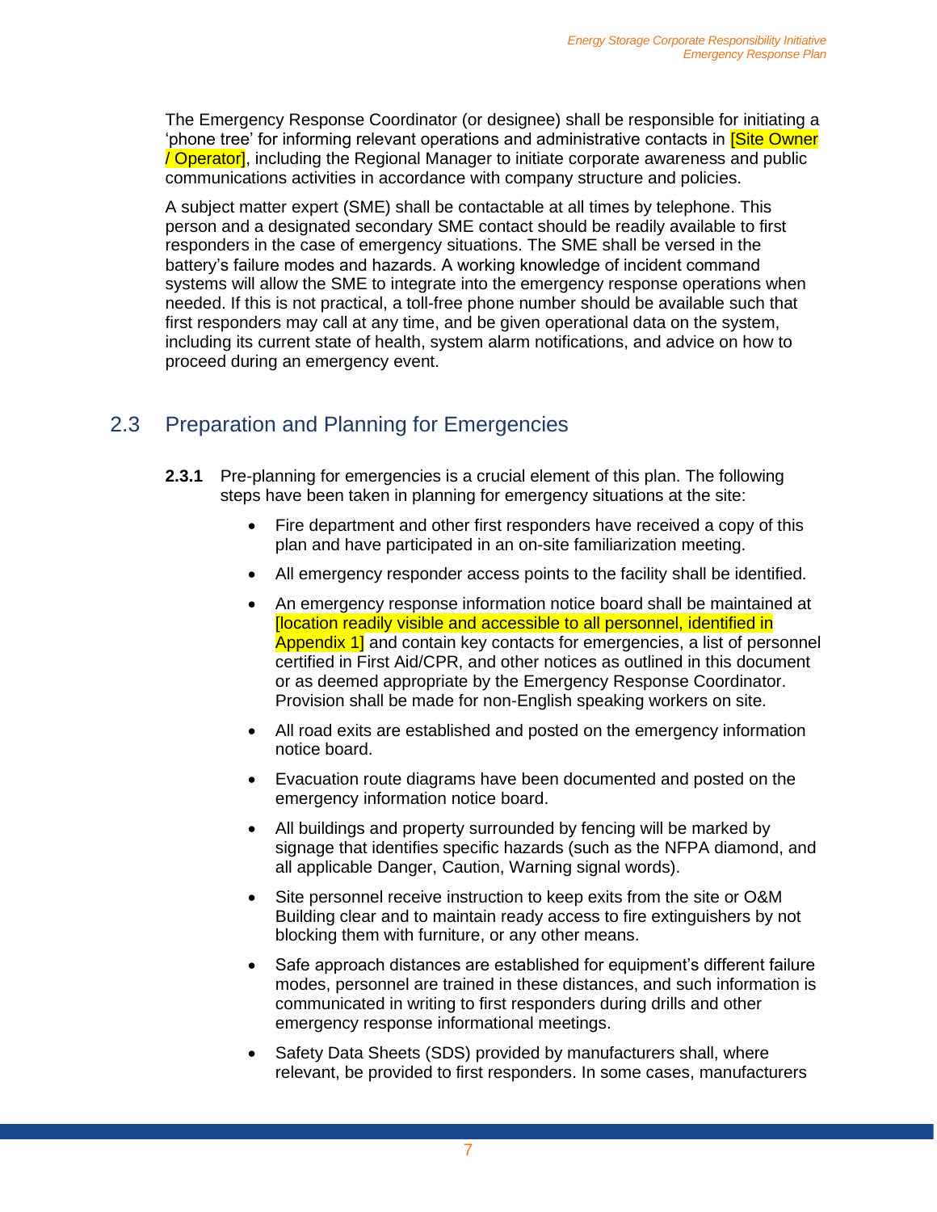The Emergency Response Coordinator (or designee) shall be responsible for initiating a 'phone tree' for informing relevant operations and administrative contacts in [Site Owner / Operator], including the Regional Manager to initiate corporate awareness and public communications activities in accordance with company structure and policies.

A subject matter expert (SME) shall be contactable at all times by telephone. This person and a designated secondary SME contact should be readily available to first responders in the case of emergency situations. The SME shall be versed in the battery's failure modes and hazards. A working knowledge of incident command systems will allow the SME to integrate into the emergency response operations when needed. If this is not practical, a toll-free phone number should be available such that first responders may call at any time, and be given operational data on the system, including its current state of health, system alarm notifications, and advice on how to proceed during an emergency event.

## 2.3 Preparation and Planning for Emergencies

**2.3.1** Pre-planning for emergencies is a crucial element of this plan. The following steps have been taken in planning for emergency situations at the site:

- Fire department and other first responders have received a copy of this plan and have participated in an on-site familiarization meeting.
- All emergency responder access points to the facility shall be identified.
- An emergency response information notice board shall be maintained at [location readily visible and accessible to all personnel, identified in Appendix 1] and contain key contacts for emergencies, a list of personnel certified in First Aid/CPR, and other notices as outlined in this document or as deemed appropriate by the Emergency Response Coordinator. Provision shall be made for non-English speaking workers on site.
- All road exits are established and posted on the emergency information notice board.
- Evacuation route diagrams have been documented and posted on the emergency information notice board.
- All buildings and property surrounded by fencing will be marked by signage that identifies specific hazards (such as the NFPA diamond, and all applicable Danger, Caution, Warning signal words).
- Site personnel receive instruction to keep exits from the site or O&M Building clear and to maintain ready access to fire extinguishers by not blocking them with furniture, or any other means.
- Safe approach distances are established for equipment's different failure modes, personnel are trained in these distances, and such information is communicated in writing to first responders during drills and other emergency response informational meetings.
- Safety Data Sheets (SDS) provided by manufacturers shall, where relevant, be provided to first responders. In some cases, manufacturers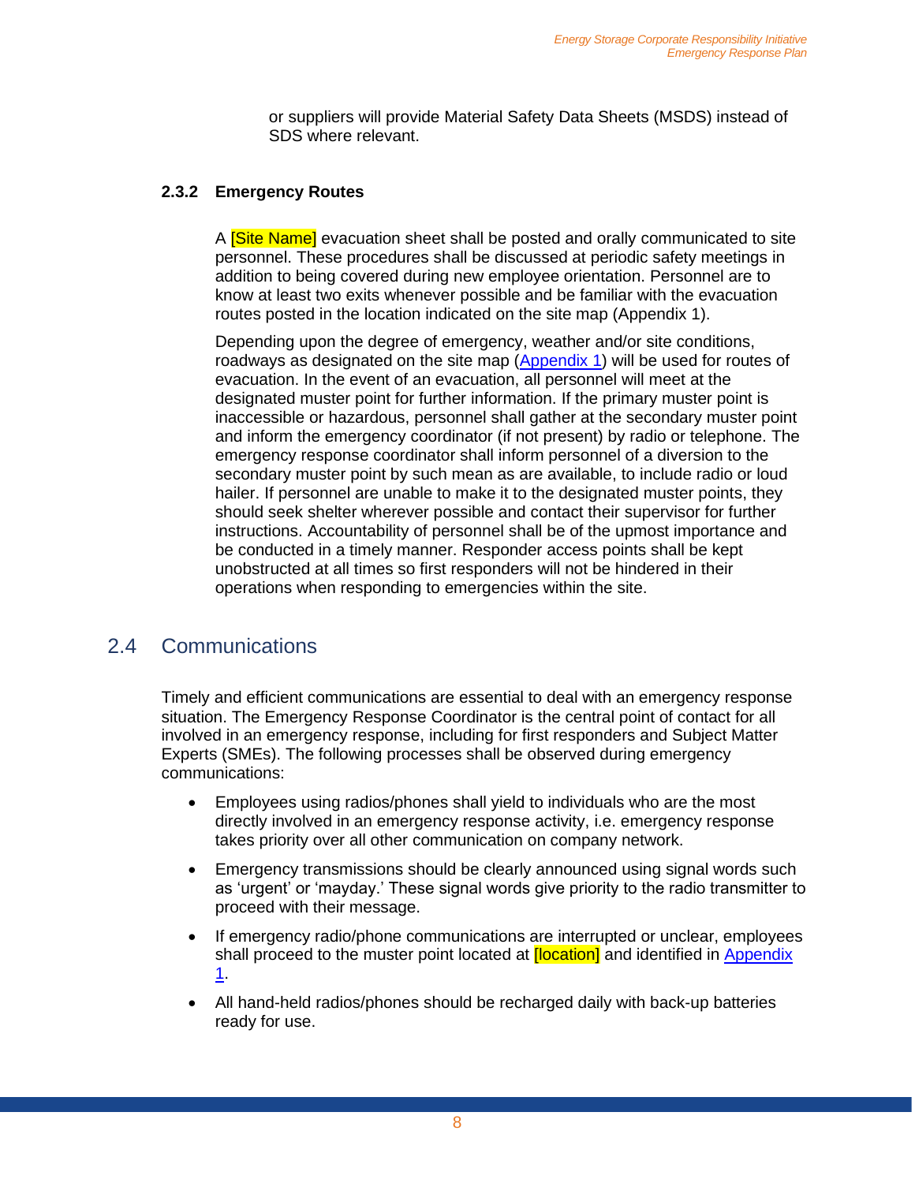or suppliers will provide Material Safety Data Sheets (MSDS) instead of SDS where relevant.

#### 2.3.2 Emergency Routes

A [Site Name] evacuation sheet shall be posted and orally communicated to site personnel. These procedures shall be discussed at periodic safety meetings in addition to being covered during new employee orientation. Personnel are to know at least two exits whenever possible and be familiar with the evacuation routes posted in the location indicated on the site map (Appendix 1).

Depending upon the degree of emergency, weather and/or site conditions, roadways as designated on the site map (Appendix 1) will be used for routes of evacuation. In the event of an evacuation, all personnel will meet at the designated muster point for further information. If the primary muster point is inaccessible or hazardous, personnel shall gather at the secondary muster point and inform the emergency coordinator (if not present) by radio or telephone. The emergency response coordinator shall inform personnel of a diversion to the secondary muster point by such mean as are available, to include radio or loud hailer. If personnel are unable to make it to the designated muster points, they should seek shelter wherever possible and contact their supervisor for further instructions. Accountability of personnel shall be of the upmost importance and be conducted in a timely manner. Responder access points shall be kept unobstructed at all times so first responders will not be hindered in their operations when responding to emergencies within the site.

## 2.4 Communications

Timely and efficient communications are essential to deal with an emergency response situation. The Emergency Response Coordinator is the central point of contact for all involved in an emergency response, including for first responders and Subject Matter Experts (SMEs). The following processes shall be observed during emergency communications:

- Employees using radios/phones shall yield to individuals who are the most directly involved in an emergency response activity, i.e. emergency response takes priority over all other communication on company network.
- Emergency transmissions should be clearly announced using signal words such as 'urgent' or 'mayday.' These signal words give priority to the radio transmitter to proceed with their message.
- If emergency radio/phone communications are interrupted or unclear, employees shall proceed to the muster point located at [location] and identified in Appendix 1.
- All hand-held radios/phones should be recharged daily with back-up batteries ready for use.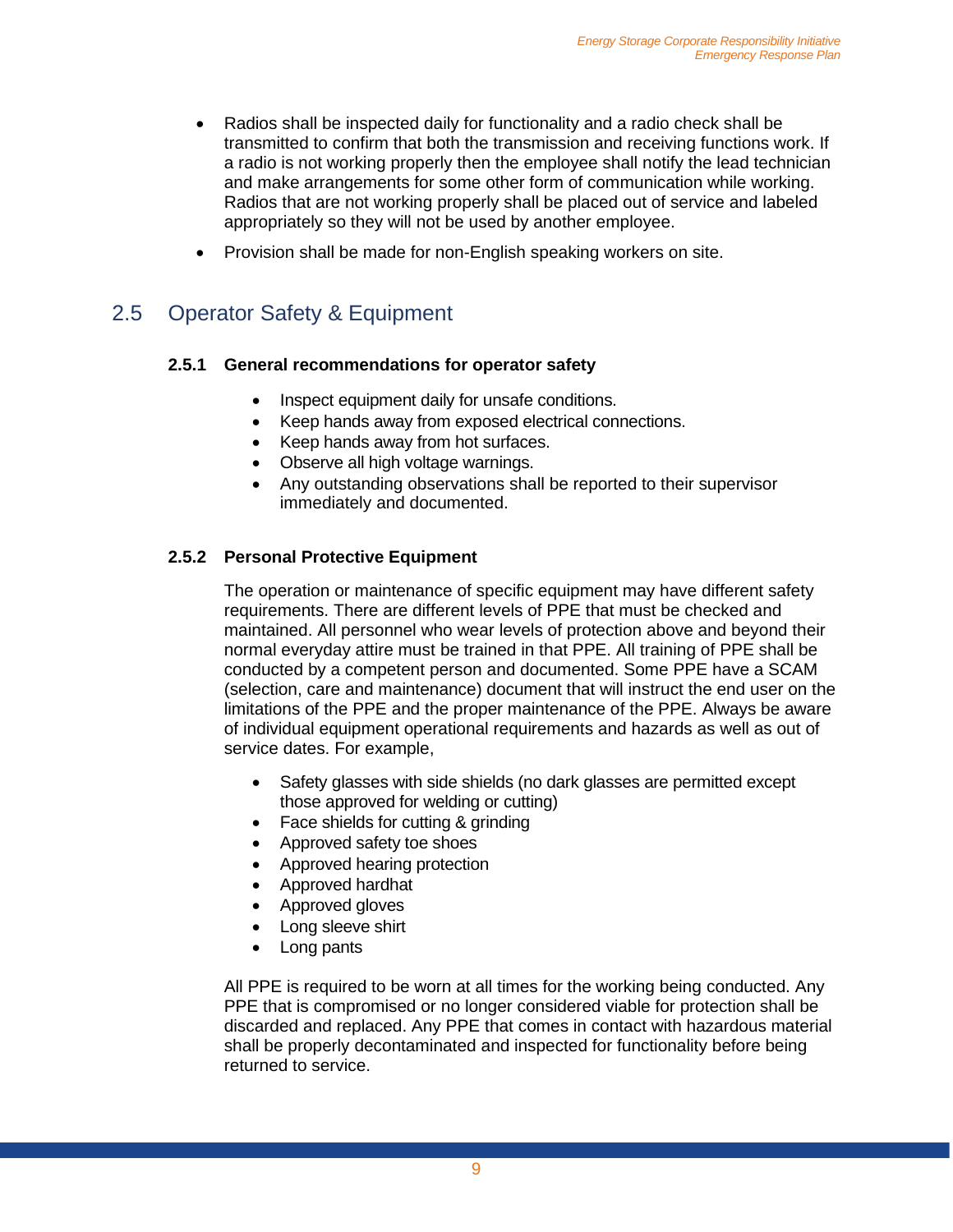- Radios shall be inspected daily for functionality and a radio check shall be transmitted to confirm that both the transmission and receiving functions work. If a radio is not working properly then the employee shall notify the lead technician and make arrangements for some other form of communication while working. Radios that are not working properly shall be placed out of service and labeled appropriately so they will not be used by another employee.
- Provision shall be made for non-English speaking workers on site.

## 2.5 Operator Safety & Equipment

### 2.5.1 General recommendations for operator safety

- Inspect equipment daily for unsafe conditions.
- Keep hands away from exposed electrical connections.
- Keep hands away from hot surfaces.
- Observe all high voltage warnings.
- Any outstanding observations shall be reported to their supervisor immediately and documented.

### 2.5.2 Personal Protective Equipment

The operation or maintenance of specific equipment may have different safety requirements. There are different levels of PPE that must be checked and maintained. All personnel who wear levels of protection above and beyond their normal everyday attire must be trained in that PPE. All training of PPE shall be conducted by a competent person and documented. Some PPE have a SCAM (selection, care and maintenance) document that will instruct the end user on the limitations of the PPE and the proper maintenance of the PPE. Always be aware of individual equipment operational requirements and hazards as well as out of service dates. For example,

- Safety glasses with side shields (no dark glasses are permitted except those approved for welding or cutting)
- Face shields for cutting & grinding
- Approved safety toe shoes
- Approved hearing protection
- Approved hardhat
- Approved gloves
- Long sleeve shirt
- Long pants

All PPE is required to be worn at all times for the working being conducted. Any PPE that is compromised or no longer considered viable for protection shall be discarded and replaced. Any PPE that comes in contact with hazardous material shall be properly decontaminated and inspected for functionality before being returned to service.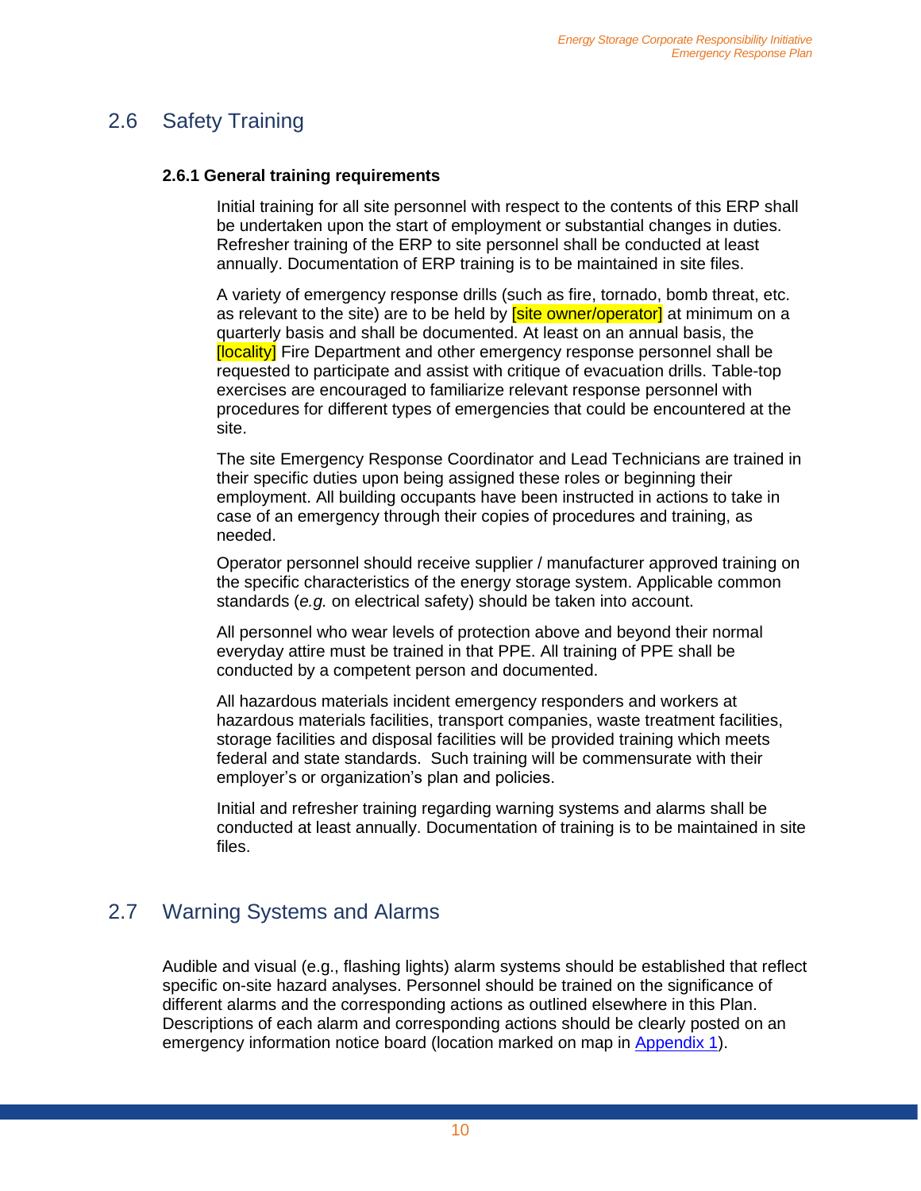## 2.6 Safety Training

### 2.6.1 General training requirements

Initial training for all site personnel with respect to the contents of this ERP shall be undertaken upon the start of employment or substantial changes in duties. Refresher training of the ERP to site personnel shall be conducted at least annually. Documentation of ERP training is to be maintained in site files.

A variety of emergency response drills (such as fire, tornado, bomb threat, etc. as relevant to the site) are to be held by [site owner/operator] at minimum on a quarterly basis and shall be documented. At least on an annual basis, the [locality] Fire Department and other emergency response personnel shall be requested to participate and assist with critique of evacuation drills. Table-top exercises are encouraged to familiarize relevant response personnel with procedures for different types of emergencies that could be encountered at the site.

The site Emergency Response Coordinator and Lead Technicians are trained in their specific duties upon being assigned these roles or beginning their employment. All building occupants have been instructed in actions to take in case of an emergency through their copies of procedures and training, as needed.

Operator personnel should receive supplier / manufacturer approved training on the specific characteristics of the energy storage system. Applicable common standards (*e.g.* on electrical safety) should be taken into account.

All personnel who wear levels of protection above and beyond their normal everyday attire must be trained in that PPE. All training of PPE shall be conducted by a competent person and documented.

All hazardous materials incident emergency responders and workers at hazardous materials facilities, transport companies, waste treatment facilities, storage facilities and disposal facilities will be provided training which meets federal and state standards. Such training will be commensurate with their employer's or organization's plan and policies.

Initial and refresher training regarding warning systems and alarms shall be conducted at least annually. Documentation of training is to be maintained in site files.

## 2.7 Warning Systems and Alarms

Audible and visual (e.g., flashing lights) alarm systems should be established that reflect specific on-site hazard analyses. Personnel should be trained on the significance of different alarms and the corresponding actions as outlined elsewhere in this Plan. Descriptions of each alarm and corresponding actions should be clearly posted on an emergency information notice board (location marked on map in Appendix 1).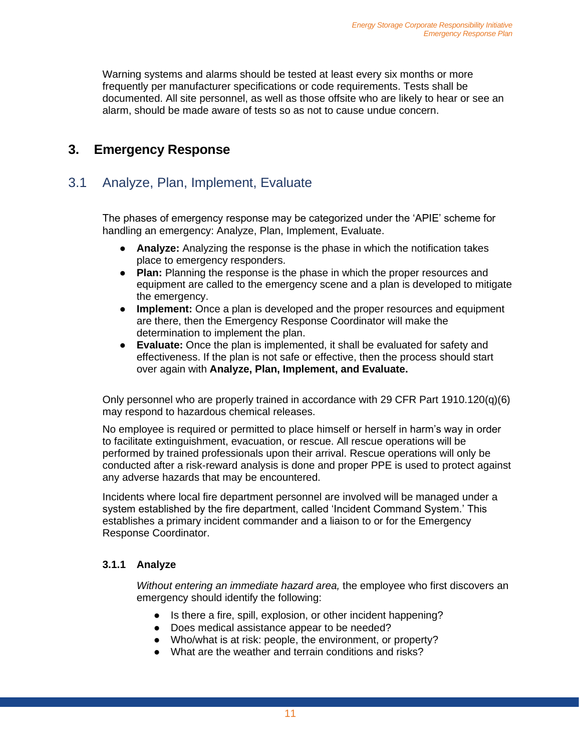Warning systems and alarms should be tested at least every six months or more frequently per manufacturer specifications or code requirements. Tests shall be documented. All site personnel, as well as those offsite who are likely to hear or see an alarm, should be made aware of tests so as not to cause undue concern.

# 3. Emergency Response

## 3.1 Analyze, Plan, Implement, Evaluate

The phases of emergency response may be categorized under the 'APIE' scheme for handling an emergency: Analyze, Plan, Implement, Evaluate.

- **Analyze:** Analyzing the response is the phase in which the notification takes place to emergency responders.
- **Plan:** Planning the response is the phase in which the proper resources and equipment are called to the emergency scene and a plan is developed to mitigate the emergency.
- **Implement:** Once a plan is developed and the proper resources and equipment are there, then the Emergency Response Coordinator will make the determination to implement the plan.
- **Evaluate:** Once the plan is implemented, it shall be evaluated for safety and effectiveness. If the plan is not safe or effective, then the process should start over again with **Analyze, Plan, Implement, and Evaluate.**

Only personnel who are properly trained in accordance with 29 CFR Part 1910.120(q)(6) may respond to hazardous chemical releases.

No employee is required or permitted to place himself or herself in harm's way in order to facilitate extinguishment, evacuation, or rescue. All rescue operations will be performed by trained professionals upon their arrival. Rescue operations will only be conducted after a risk-reward analysis is done and proper PPE is used to protect against any adverse hazards that may be encountered.

Incidents where local fire department personnel are involved will be managed under a system established by the fire department, called 'Incident Command System.' This establishes a primary incident commander and a liaison to or for the Emergency Response Coordinator.

### 3.1.1 Analyze

*Without entering an immediate hazard area,* the employee who first discovers an emergency should identify the following:

- Is there a fire, spill, explosion, or other incident happening?
- Does medical assistance appear to be needed?
- Who/what is at risk: people, the environment, or property?
- What are the weather and terrain conditions and risks?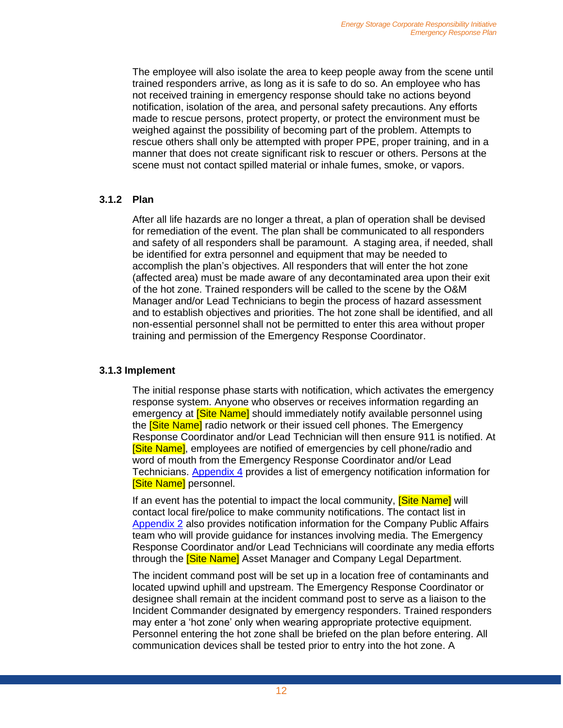The employee will also isolate the area to keep people away from the scene until trained responders arrive, as long as it is safe to do so. An employee who has not received training in emergency response should take no actions beyond notification, isolation of the area, and personal safety precautions. Any efforts made to rescue persons, protect property, or protect the environment must be weighed against the possibility of becoming part of the problem. Attempts to rescue others shall only be attempted with proper PPE, proper training, and in a manner that does not create significant risk to rescuer or others. Persons at the scene must not contact spilled material or inhale fumes, smoke, or vapors.

### 3.1.2 Plan

After all life hazards are no longer a threat, a plan of operation shall be devised for remediation of the event. The plan shall be communicated to all responders and safety of all responders shall be paramount. A staging area, if needed, shall be identified for extra personnel and equipment that may be needed to accomplish the plan's objectives. All responders that will enter the hot zone (affected area) must be made aware of any decontaminated area upon their exit of the hot zone. Trained responders will be called to the scene by the O&M Manager and/or Lead Technicians to begin the process of hazard assessment and to establish objectives and priorities. The hot zone shall be identified, and all non-essential personnel shall not be permitted to enter this area without proper training and permission of the Emergency Response Coordinator.

### 3.1.3 Implement

The initial response phase starts with notification, which activates the emergency response system. Anyone who observes or receives information regarding an emergency at [Site Name] should immediately notify available personnel using the [Site Name] radio network or their issued cell phones. The Emergency Response Coordinator and/or Lead Technician will then ensure 911 is notified. At [Site Name], employees are notified of emergencies by cell phone/radio and word of mouth from the Emergency Response Coordinator and/or Lead Technicians. Appendix 4 provides a list of emergency notification information for [Site Name] personnel.

If an event has the potential to impact the local community, [Site Name] will contact local fire/police to make community notifications. The contact list in Appendix 2 also provides notification information for the Company Public Affairs team who will provide guidance for instances involving media. The Emergency Response Coordinator and/or Lead Technicians will coordinate any media efforts through the [Site Name] Asset Manager and Company Legal Department.

The incident command post will be set up in a location free of contaminants and located upwind uphill and upstream. The Emergency Response Coordinator or designee shall remain at the incident command post to serve as a liaison to the Incident Commander designated by emergency responders. Trained responders may enter a 'hot zone' only when wearing appropriate protective equipment. Personnel entering the hot zone shall be briefed on the plan before entering. All communication devices shall be tested prior to entry into the hot zone. A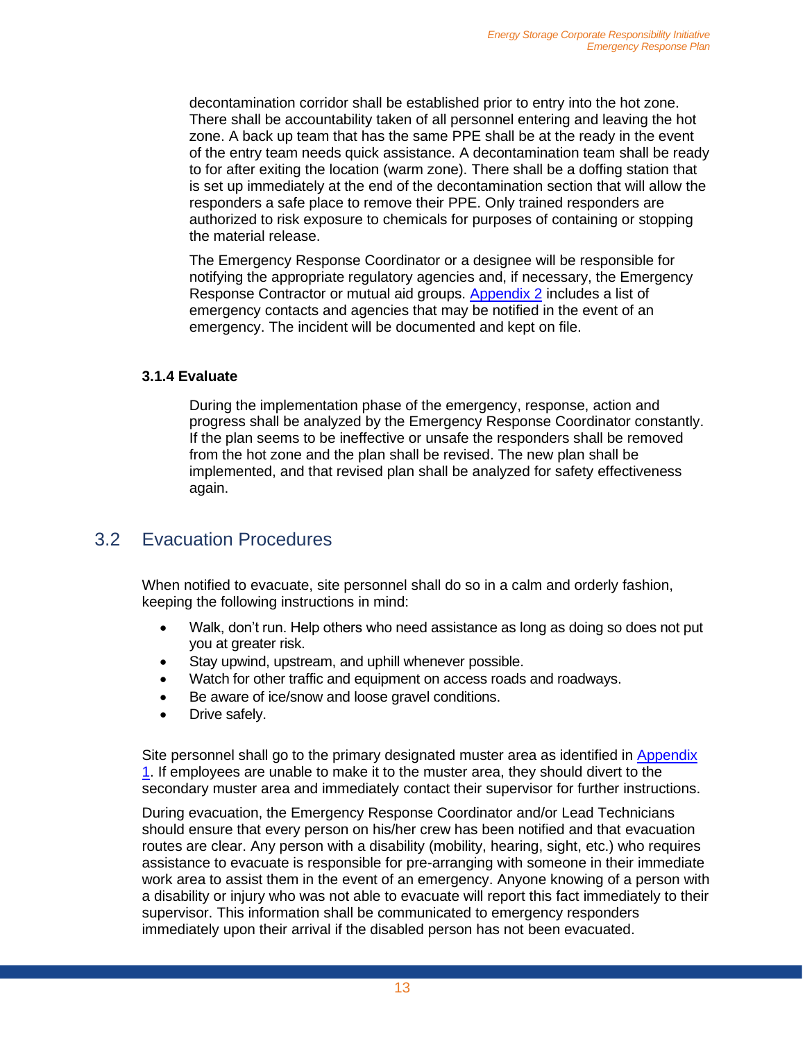decontamination corridor shall be established prior to entry into the hot zone. There shall be accountability taken of all personnel entering and leaving the hot zone. A back up team that has the same PPE shall be at the ready in the event of the entry team needs quick assistance. A decontamination team shall be ready to for after exiting the location (warm zone). There shall be a doffing station that is set up immediately at the end of the decontamination section that will allow the responders a safe place to remove their PPE. Only trained responders are authorized to risk exposure to chemicals for purposes of containing or stopping the material release.

The Emergency Response Coordinator or a designee will be responsible for notifying the appropriate regulatory agencies and, if necessary, the Emergency Response Contractor or mutual aid groups. Appendix 2 includes a list of emergency contacts and agencies that may be notified in the event of an emergency. The incident will be documented and kept on file.

#### 3.1.4 Evaluate

During the implementation phase of the emergency, response, action and progress shall be analyzed by the Emergency Response Coordinator constantly. If the plan seems to be ineffective or unsafe the responders shall be removed from the hot zone and the plan shall be revised. The new plan shall be implemented, and that revised plan shall be analyzed for safety effectiveness again.

## 3.2 Evacuation Procedures

When notified to evacuate, site personnel shall do so in a calm and orderly fashion, keeping the following instructions in mind:

- Walk, don't run. Help others who need assistance as long as doing so does not put you at greater risk.
- Stay upwind, upstream, and uphill whenever possible.
- Watch for other traffic and equipment on access roads and roadways.
- Be aware of ice/snow and loose gravel conditions.
- Drive safely.

Site personnel shall go to the primary designated muster area as identified in Appendix 1. If employees are unable to make it to the muster area, they should divert to the secondary muster area and immediately contact their supervisor for further instructions.

During evacuation, the Emergency Response Coordinator and/or Lead Technicians should ensure that every person on his/her crew has been notified and that evacuation routes are clear. Any person with a disability (mobility, hearing, sight, etc.) who requires assistance to evacuate is responsible for pre-arranging with someone in their immediate work area to assist them in the event of an emergency. Anyone knowing of a person with a disability or injury who was not able to evacuate will report this fact immediately to their supervisor. This information shall be communicated to emergency responders immediately upon their arrival if the disabled person has not been evacuated.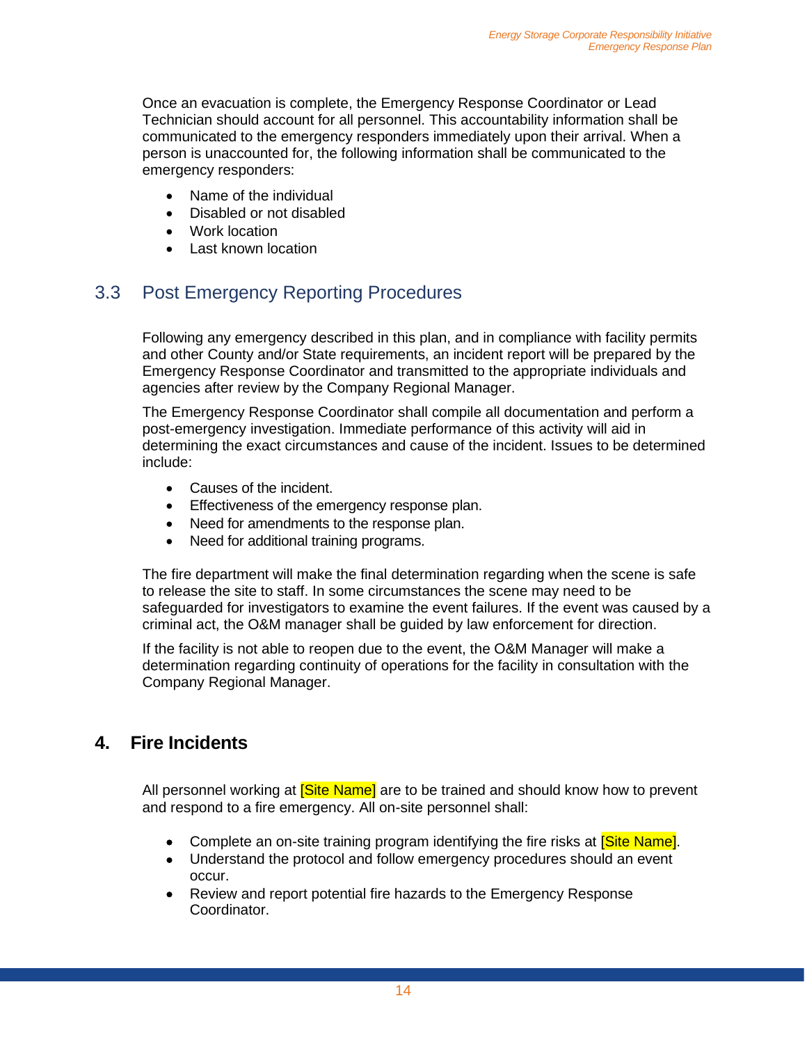Once an evacuation is complete, the Emergency Response Coordinator or Lead Technician should account for all personnel. This accountability information shall be communicated to the emergency responders immediately upon their arrival. When a person is unaccounted for, the following information shall be communicated to the emergency responders:

- Name of the individual
- Disabled or not disabled
- Work location
- Last known location

## 3.3 Post Emergency Reporting Procedures

Following any emergency described in this plan, and in compliance with facility permits and other County and/or State requirements, an incident report will be prepared by the Emergency Response Coordinator and transmitted to the appropriate individuals and agencies after review by the Company Regional Manager.

The Emergency Response Coordinator shall compile all documentation and perform a post-emergency investigation. Immediate performance of this activity will aid in determining the exact circumstances and cause of the incident. Issues to be determined include:

- Causes of the incident.
- Effectiveness of the emergency response plan.
- Need for amendments to the response plan.
- Need for additional training programs.

The fire department will make the final determination regarding when the scene is safe to release the site to staff. In some circumstances the scene may need to be safeguarded for investigators to examine the event failures. If the event was caused by a criminal act, the O&M manager shall be guided by law enforcement for direction.

If the facility is not able to reopen due to the event, the O&M Manager will make a determination regarding continuity of operations for the facility in consultation with the Company Regional Manager.

# 4. Fire Incidents

All personnel working at [Site Name] are to be trained and should know how to prevent and respond to a fire emergency. All on-site personnel shall:

- Complete an on-site training program identifying the fire risks at [Site Name].
- Understand the protocol and follow emergency procedures should an event occur.
- Review and report potential fire hazards to the Emergency Response Coordinator.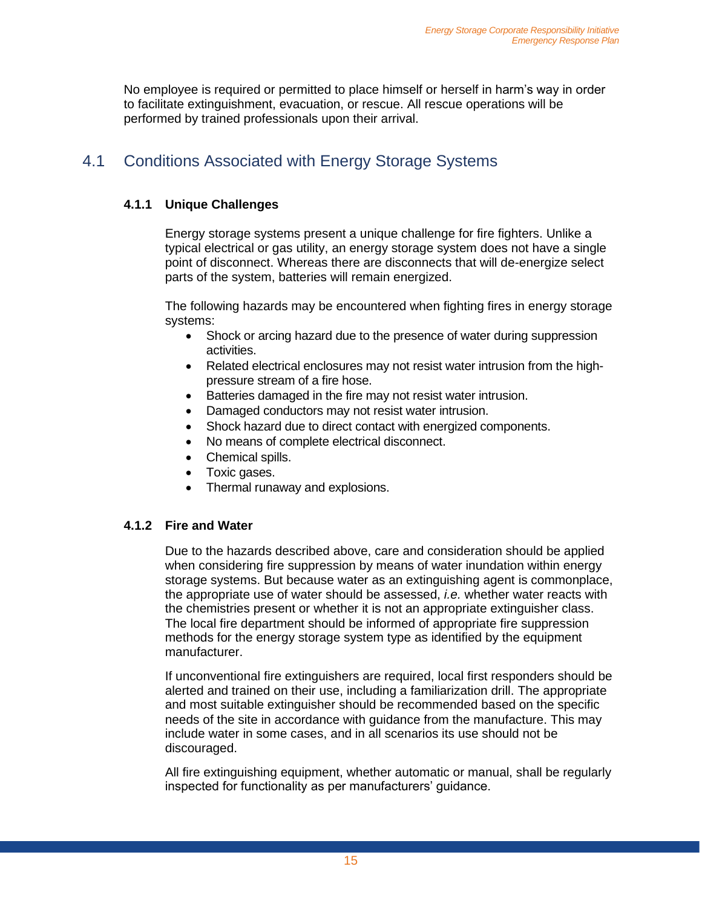No employee is required or permitted to place himself or herself in harm's way in order to facilitate extinguishment, evacuation, or rescue. All rescue operations will be performed by trained professionals upon their arrival.

## 4.1 Conditions Associated with Energy Storage Systems

### 4.1.1 Unique Challenges

Energy storage systems present a unique challenge for fire fighters. Unlike a typical electrical or gas utility, an energy storage system does not have a single point of disconnect. Whereas there are disconnects that will de-energize select parts of the system, batteries will remain energized.

The following hazards may be encountered when fighting fires in energy storage systems:

- Shock or arcing hazard due to the presence of water during suppression activities.
- Related electrical enclosures may not resist water intrusion from the high-pressure stream of a fire hose.
- Batteries damaged in the fire may not resist water intrusion.
- Damaged conductors may not resist water intrusion.
- Shock hazard due to direct contact with energized components.
- No means of complete electrical disconnect.
- Chemical spills.
- Toxic gases.
- Thermal runaway and explosions.

### 4.1.2 Fire and Water

Due to the hazards described above, care and consideration should be applied when considering fire suppression by means of water inundation within energy storage systems. But because water as an extinguishing agent is commonplace, the appropriate use of water should be assessed, *i.e.* whether water reacts with the chemistries present or whether it is not an appropriate extinguisher class. The local fire department should be informed of appropriate fire suppression methods for the energy storage system type as identified by the equipment manufacturer.

If unconventional fire extinguishers are required, local first responders should be alerted and trained on their use, including a familiarization drill. The appropriate and most suitable extinguisher should be recommended based on the specific needs of the site in accordance with guidance from the manufacture. This may include water in some cases, and in all scenarios its use should not be discouraged.

All fire extinguishing equipment, whether automatic or manual, shall be regularly inspected for functionality as per manufacturers' guidance.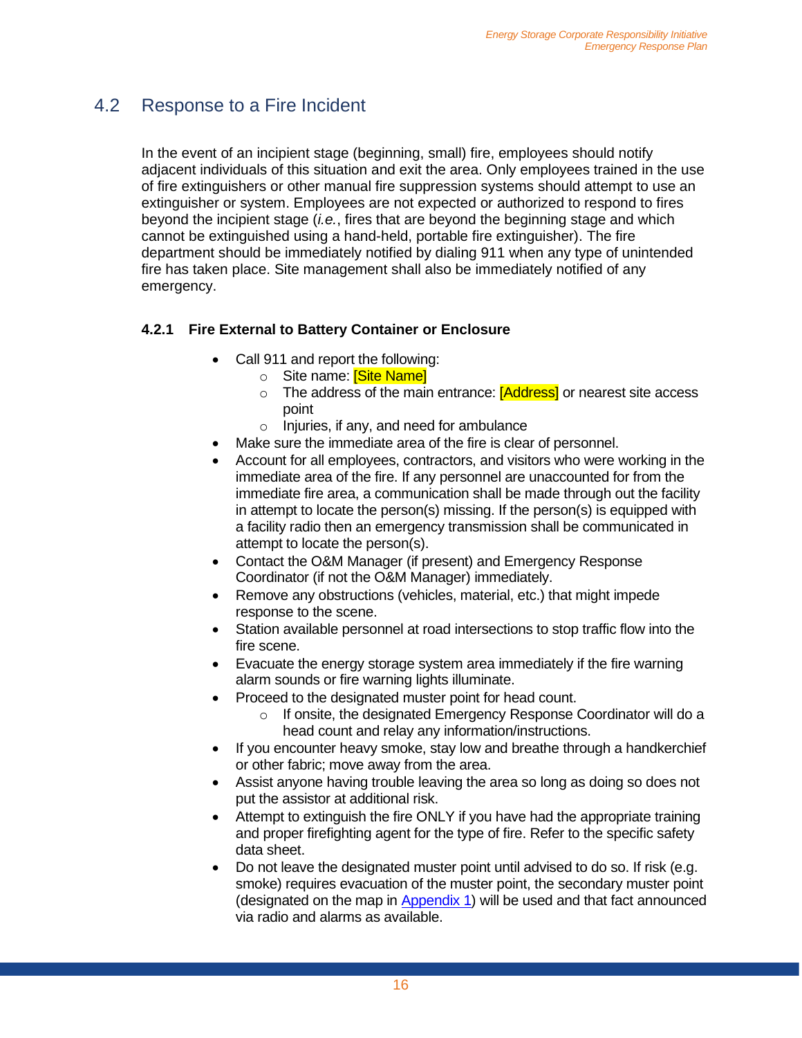## 4.2 Response to a Fire Incident

In the event of an incipient stage (beginning, small) fire, employees should notify adjacent individuals of this situation and exit the area. Only employees trained in the use of fire extinguishers or other manual fire suppression systems should attempt to use an extinguisher or system. Employees are not expected or authorized to respond to fires beyond the incipient stage (*i.e.*, fires that are beyond the beginning stage and which cannot be extinguished using a hand-held, portable fire extinguisher). The fire department should be immediately notified by dialing 911 when any type of unintended fire has taken place. Site management shall also be immediately notified of any emergency.

### 4.2.1 Fire External to Battery Container or Enclosure

- Call 911 and report the following:
  - Site name: [Site Name]
  - The address of the main entrance: [Address] or nearest site access point
  - Injuries, if any, and need for ambulance
- Make sure the immediate area of the fire is clear of personnel.
- Account for all employees, contractors, and visitors who were working in the immediate area of the fire. If any personnel are unaccounted for from the immediate fire area, a communication shall be made through out the facility in attempt to locate the person(s) missing. If the person(s) is equipped with a facility radio then an emergency transmission shall be communicated in attempt to locate the person(s).
- Contact the O&M Manager (if present) and Emergency Response Coordinator (if not the O&M Manager) immediately.
- Remove any obstructions (vehicles, material, etc.) that might impede response to the scene.
- Station available personnel at road intersections to stop traffic flow into the fire scene.
- Evacuate the energy storage system area immediately if the fire warning alarm sounds or fire warning lights illuminate.
- Proceed to the designated muster point for head count.
  - If onsite, the designated Emergency Response Coordinator will do a head count and relay any information/instructions.
- If you encounter heavy smoke, stay low and breathe through a handkerchief or other fabric; move away from the area.
- Assist anyone having trouble leaving the area so long as doing so does not put the assistor at additional risk.
- Attempt to extinguish the fire ONLY if you have had the appropriate training and proper firefighting agent for the type of fire. Refer to the specific safety data sheet.
- Do not leave the designated muster point until advised to do so. If risk (e.g. smoke) requires evacuation of the muster point, the secondary muster point (designated on the map in Appendix 1) will be used and that fact announced via radio and alarms as available.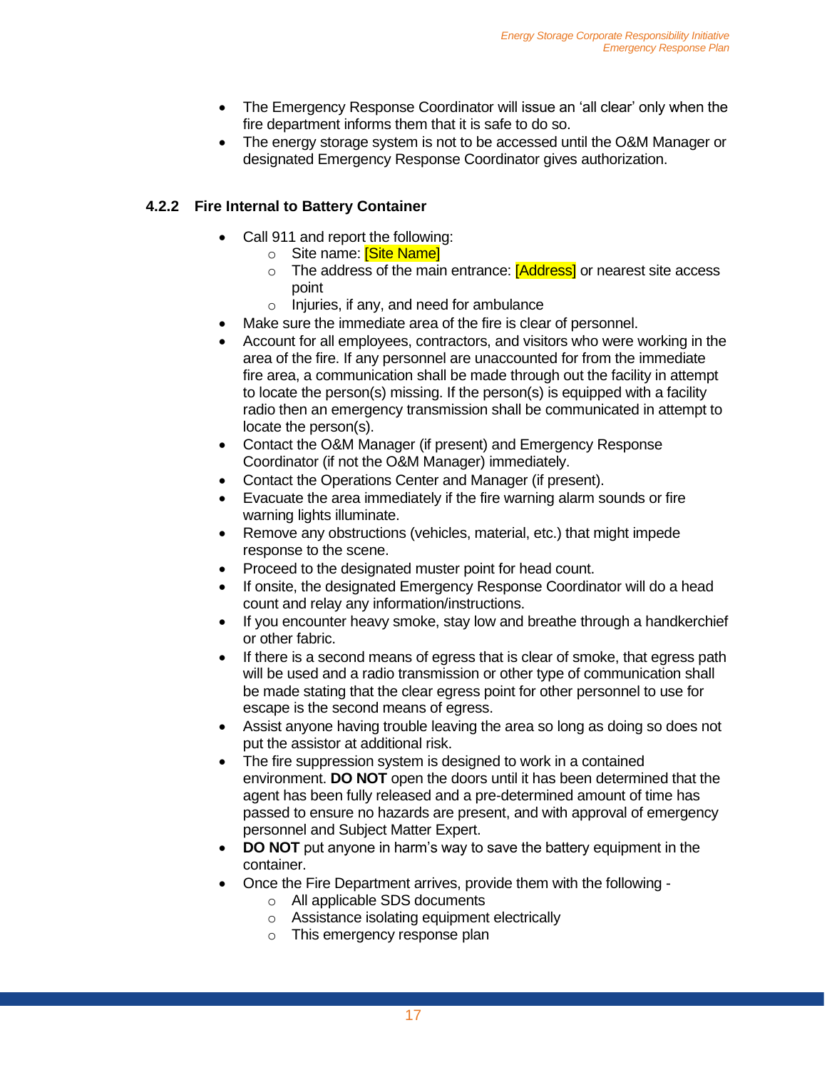- The Emergency Response Coordinator will issue an 'all clear' only when the fire department informs them that it is safe to do so.
- The energy storage system is not to be accessed until the O&M Manager or designated Emergency Response Coordinator gives authorization.

### 4.2.2 Fire Internal to Battery Container

- Call 911 and report the following:
  - Site name: [Site Name]
  - The address of the main entrance: [Address] or nearest site access point
  - Injuries, if any, and need for ambulance
- Make sure the immediate area of the fire is clear of personnel.
- Account for all employees, contractors, and visitors who were working in the area of the fire. If any personnel are unaccounted for from the immediate fire area, a communication shall be made through out the facility in attempt to locate the person(s) missing. If the person(s) is equipped with a facility radio then an emergency transmission shall be communicated in attempt to locate the person(s).
- Contact the O&M Manager (if present) and Emergency Response Coordinator (if not the O&M Manager) immediately.
- Contact the Operations Center and Manager (if present).
- Evacuate the area immediately if the fire warning alarm sounds or fire warning lights illuminate.
- Remove any obstructions (vehicles, material, etc.) that might impede response to the scene.
- Proceed to the designated muster point for head count.
- If onsite, the designated Emergency Response Coordinator will do a head count and relay any information/instructions.
- If you encounter heavy smoke, stay low and breathe through a handkerchief or other fabric.
- If there is a second means of egress that is clear of smoke, that egress path will be used and a radio transmission or other type of communication shall be made stating that the clear egress point for other personnel to use for escape is the second means of egress.
- Assist anyone having trouble leaving the area so long as doing so does not put the assistor at additional risk.
- The fire suppression system is designed to work in a contained environment. **DO NOT** open the doors until it has been determined that the agent has been fully released and a pre-determined amount of time has passed to ensure no hazards are present, and with approval of emergency personnel and Subject Matter Expert.
- **DO NOT** put anyone in harm's way to save the battery equipment in the container.
- Once the Fire Department arrives, provide them with the following -
  - All applicable SDS documents
  - Assistance isolating equipment electrically
  - This emergency response plan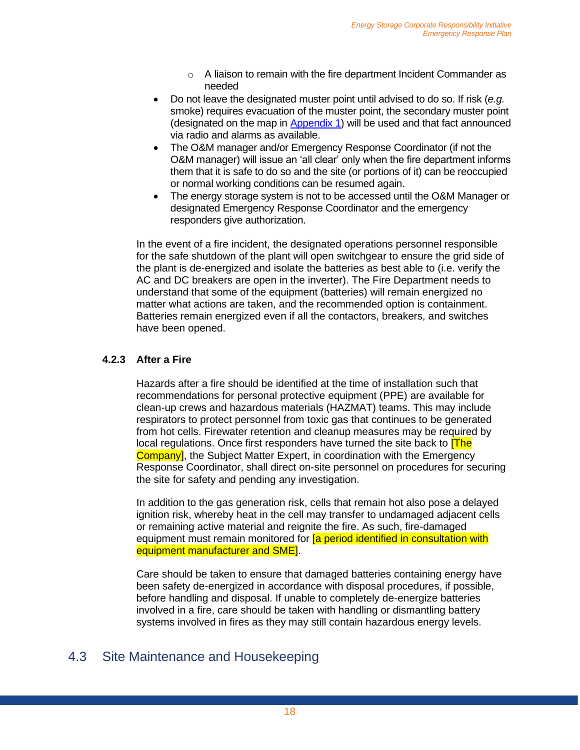- A liaison to remain with the fire department Incident Commander as needed
- Do not leave the designated muster point until advised to do so. If risk (*e.g.* smoke) requires evacuation of the muster point, the secondary muster point (designated on the map in Appendix 1) will be used and that fact announced via radio and alarms as available.
- The O&M manager and/or Emergency Response Coordinator (if not the O&M manager) will issue an 'all clear' only when the fire department informs them that it is safe to do so and the site (or portions of it) can be reoccupied or normal working conditions can be resumed again.
- The energy storage system is not to be accessed until the O&M Manager or designated Emergency Response Coordinator and the emergency responders give authorization.

In the event of a fire incident, the designated operations personnel responsible for the safe shutdown of the plant will open switchgear to ensure the grid side of the plant is de-energized and isolate the batteries as best able to (i.e. verify the AC and DC breakers are open in the inverter). The Fire Department needs to understand that some of the equipment (batteries) will remain energized no matter what actions are taken, and the recommended option is containment. Batteries remain energized even if all the contactors, breakers, and switches have been opened.

### 4.2.3 After a Fire

Hazards after a fire should be identified at the time of installation such that recommendations for personal protective equipment (PPE) are available for clean-up crews and hazardous materials (HAZMAT) teams. This may include respirators to protect personnel from toxic gas that continues to be generated from hot cells. Firewater retention and cleanup measures may be required by local regulations. Once first responders have turned the site back to [The Company], the Subject Matter Expert, in coordination with the Emergency Response Coordinator, shall direct on-site personnel on procedures for securing the site for safety and pending any investigation.

In addition to the gas generation risk, cells that remain hot also pose a delayed ignition risk, whereby heat in the cell may transfer to undamaged adjacent cells or remaining active material and reignite the fire. As such, fire-damaged equipment must remain monitored for [a period identified in consultation with equipment manufacturer and SME].

Care should be taken to ensure that damaged batteries containing energy have been safety de-energized in accordance with disposal procedures, if possible, before handling and disposal. If unable to completely de-energize batteries involved in a fire, care should be taken with handling or dismantling battery systems involved in fires as they may still contain hazardous energy levels.

## 4.3 Site Maintenance and Housekeeping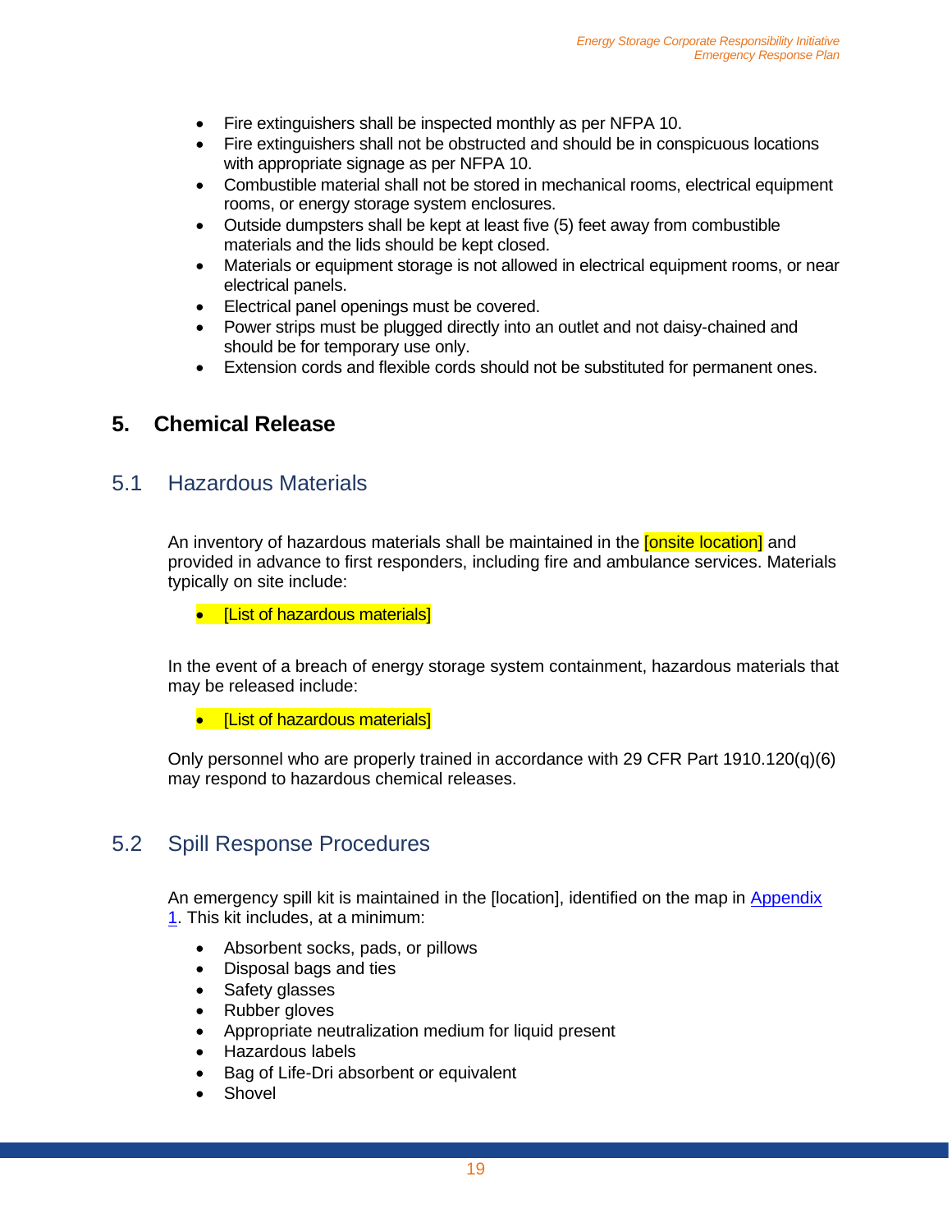- Fire extinguishers shall be inspected monthly as per NFPA 10.
- Fire extinguishers shall not be obstructed and should be in conspicuous locations with appropriate signage as per NFPA 10.
- Combustible material shall not be stored in mechanical rooms, electrical equipment rooms, or energy storage system enclosures.
- Outside dumpsters shall be kept at least five (5) feet away from combustible materials and the lids should be kept closed.
- Materials or equipment storage is not allowed in electrical equipment rooms, or near electrical panels.
- Electrical panel openings must be covered.
- Power strips must be plugged directly into an outlet and not daisy-chained and should be for temporary use only.
- Extension cords and flexible cords should not be substituted for permanent ones.

# 5. Chemical Release

## 5.1 Hazardous Materials

An inventory of hazardous materials shall be maintained in the [onsite location] and provided in advance to first responders, including fire and ambulance services. Materials typically on site include:

- [List of hazardous materials]

In the event of a breach of energy storage system containment, hazardous materials that may be released include:

- [List of hazardous materials]

Only personnel who are properly trained in accordance with 29 CFR Part 1910.120(q)(6) may respond to hazardous chemical releases.

## 5.2 Spill Response Procedures

An emergency spill kit is maintained in the [location], identified on the map in Appendix 1. This kit includes, at a minimum:

- Absorbent socks, pads, or pillows
- Disposal bags and ties
- Safety glasses
- Rubber gloves
- Appropriate neutralization medium for liquid present
- Hazardous labels
- Bag of Life-Dri absorbent or equivalent
- Shovel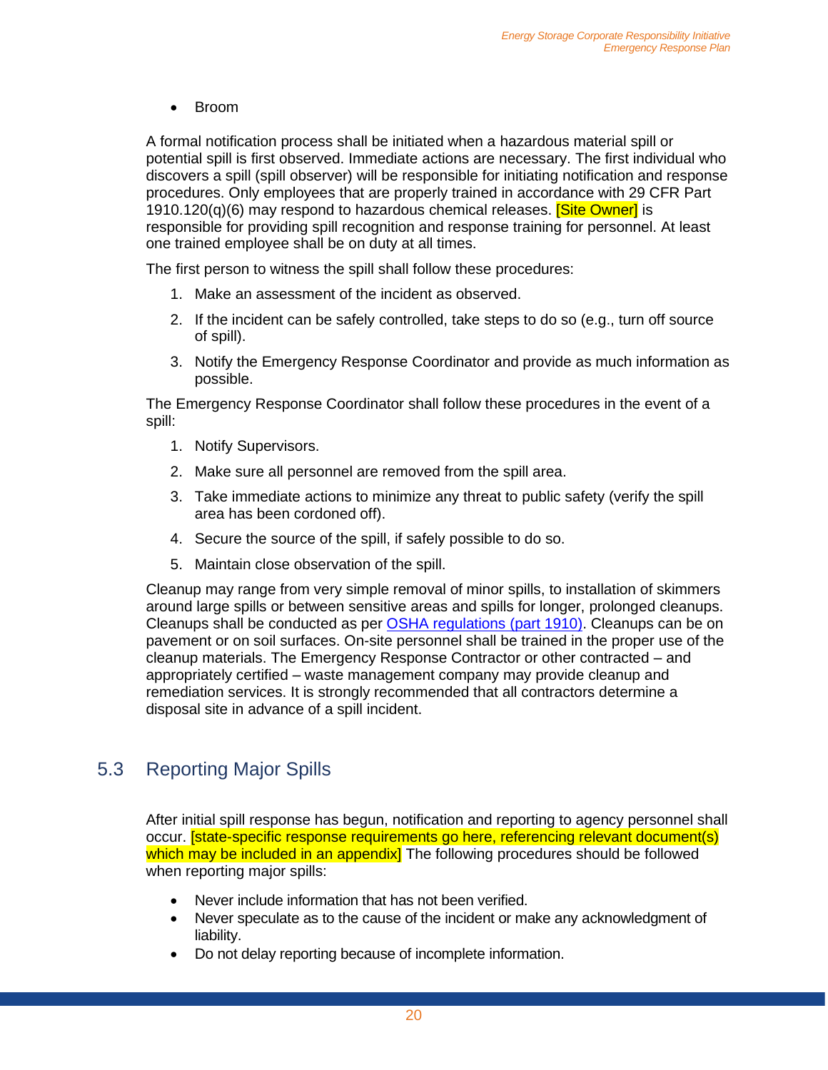- Broom

A formal notification process shall be initiated when a hazardous material spill or potential spill is first observed. Immediate actions are necessary. The first individual who discovers a spill (spill observer) will be responsible for initiating notification and response procedures. Only employees that are properly trained in accordance with 29 CFR Part 1910.120(q)(6) may respond to hazardous chemical releases. [Site Owner] is responsible for providing spill recognition and response training for personnel. At least one trained employee shall be on duty at all times.

The first person to witness the spill shall follow these procedures:

1. Make an assessment of the incident as observed.
2. If the incident can be safely controlled, take steps to do so (e.g., turn off source of spill).
3. Notify the Emergency Response Coordinator and provide as much information as possible.

The Emergency Response Coordinator shall follow these procedures in the event of a spill:

1. Notify Supervisors.
2. Make sure all personnel are removed from the spill area.
3. Take immediate actions to minimize any threat to public safety (verify the spill area has been cordoned off).
4. Secure the source of the spill, if safely possible to do so.
5. Maintain close observation of the spill.

Cleanup may range from very simple removal of minor spills, to installation of skimmers around large spills or between sensitive areas and spills for longer, prolonged cleanups. Cleanups shall be conducted as per OSHA regulations (part 1910). Cleanups can be on pavement or on soil surfaces. On-site personnel shall be trained in the proper use of the cleanup materials. The Emergency Response Contractor or other contracted – and appropriately certified – waste management company may provide cleanup and remediation services. It is strongly recommended that all contractors determine a disposal site in advance of a spill incident.

## 5.3 Reporting Major Spills

After initial spill response has begun, notification and reporting to agency personnel shall occur. [state-specific response requirements go here, referencing relevant document(s) which may be included in an appendix] The following procedures should be followed when reporting major spills:

- Never include information that has not been verified.
- Never speculate as to the cause of the incident or make any acknowledgment of liability.
- Do not delay reporting because of incomplete information.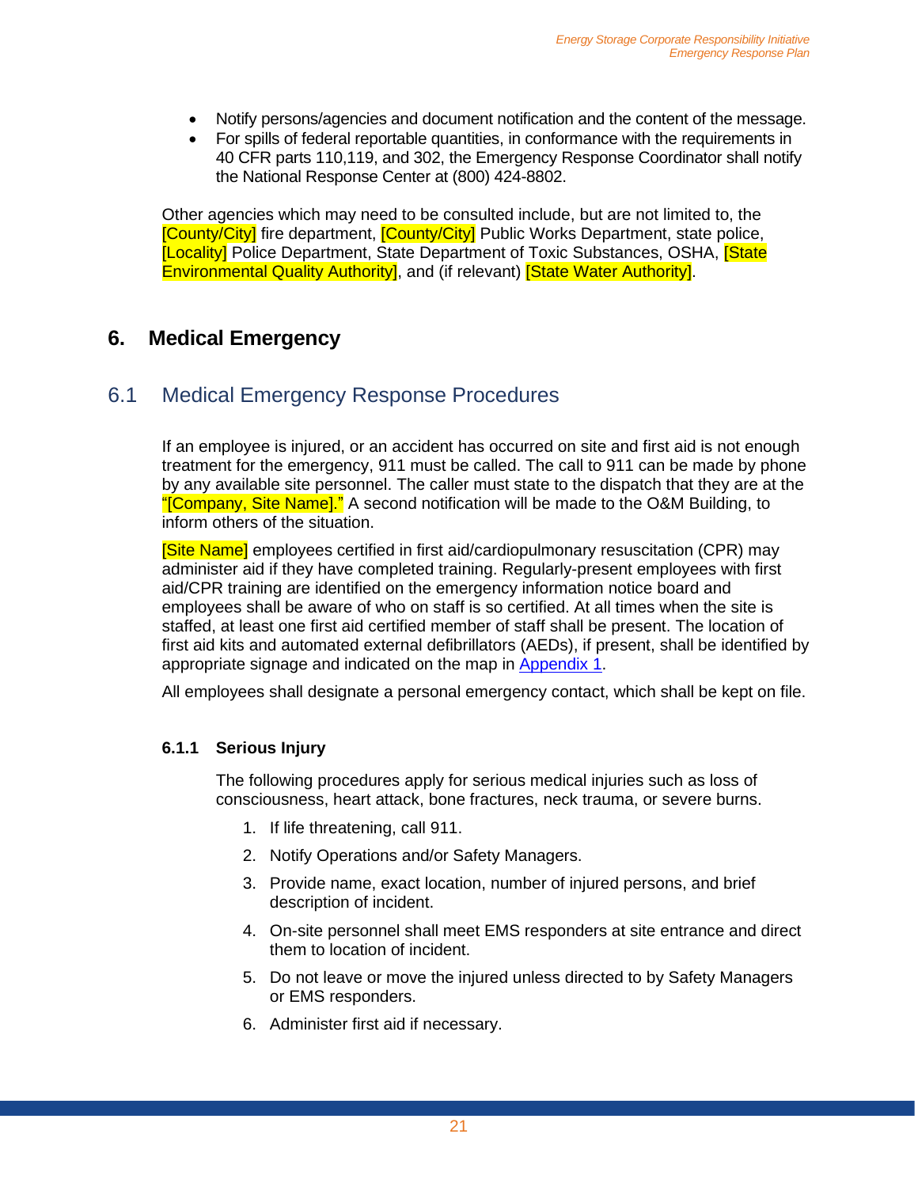- Notify persons/agencies and document notification and the content of the message.
- For spills of federal reportable quantities, in conformance with the requirements in 40 CFR parts 110,119, and 302, the Emergency Response Coordinator shall notify the National Response Center at (800) 424-8802.

Other agencies which may need to be consulted include, but are not limited to, the [County/City] fire department, [County/City] Public Works Department, state police, [Locality] Police Department, State Department of Toxic Substances, OSHA, [State Environmental Quality Authority], and (if relevant) [State Water Authority].

# 6. Medical Emergency

## 6.1 Medical Emergency Response Procedures

If an employee is injured, or an accident has occurred on site and first aid is not enough treatment for the emergency, 911 must be called. The call to 911 can be made by phone by any available site personnel. The caller must state to the dispatch that they are at the "[Company, Site Name]." A second notification will be made to the O&M Building, to inform others of the situation.

[Site Name] employees certified in first aid/cardiopulmonary resuscitation (CPR) may administer aid if they have completed training. Regularly-present employees with first aid/CPR training are identified on the emergency information notice board and employees shall be aware of who on staff is so certified. At all times when the site is staffed, at least one first aid certified member of staff shall be present. The location of first aid kits and automated external defibrillators (AEDs), if present, shall be identified by appropriate signage and indicated on the map in Appendix 1.

All employees shall designate a personal emergency contact, which shall be kept on file.

### 6.1.1 Serious Injury

The following procedures apply for serious medical injuries such as loss of consciousness, heart attack, bone fractures, neck trauma, or severe burns.

1. If life threatening, call 911.
2. Notify Operations and/or Safety Managers.
3. Provide name, exact location, number of injured persons, and brief description of incident.
4. On-site personnel shall meet EMS responders at site entrance and direct them to location of incident.
5. Do not leave or move the injured unless directed to by Safety Managers or EMS responders.
6. Administer first aid if necessary.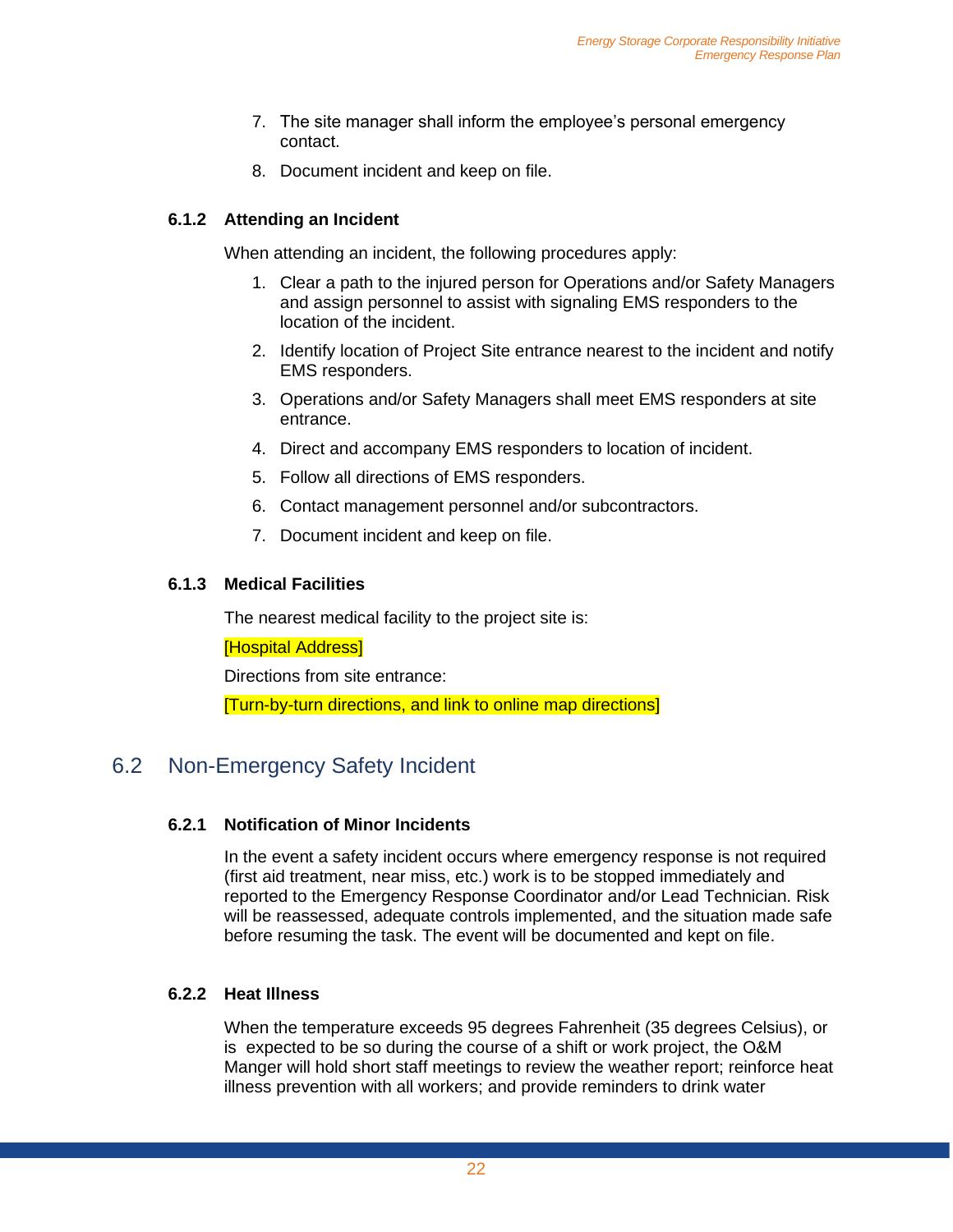7. The site manager shall inform the employee's personal emergency contact.
8. Document incident and keep on file.

### 6.1.2 Attending an Incident

When attending an incident, the following procedures apply:

1. Clear a path to the injured person for Operations and/or Safety Managers and assign personnel to assist with signaling EMS responders to the location of the incident.
2. Identify location of Project Site entrance nearest to the incident and notify EMS responders.
3. Operations and/or Safety Managers shall meet EMS responders at site entrance.
4. Direct and accompany EMS responders to location of incident.
5. Follow all directions of EMS responders.
6. Contact management personnel and/or subcontractors.
7. Document incident and keep on file.

### 6.1.3 Medical Facilities

The nearest medical facility to the project site is:

[Hospital Address]

Directions from site entrance:

[Turn-by-turn directions, and link to online map directions]

## 6.2 Non-Emergency Safety Incident

### 6.2.1 Notification of Minor Incidents

In the event a safety incident occurs where emergency response is not required (first aid treatment, near miss, etc.) work is to be stopped immediately and reported to the Emergency Response Coordinator and/or Lead Technician. Risk will be reassessed, adequate controls implemented, and the situation made safe before resuming the task. The event will be documented and kept on file.

### 6.2.2 Heat Illness

When the temperature exceeds 95 degrees Fahrenheit (35 degrees Celsius), or is expected to be so during the course of a shift or work project, the O&M Manger will hold short staff meetings to review the weather report; reinforce heat illness prevention with all workers; and provide reminders to drink water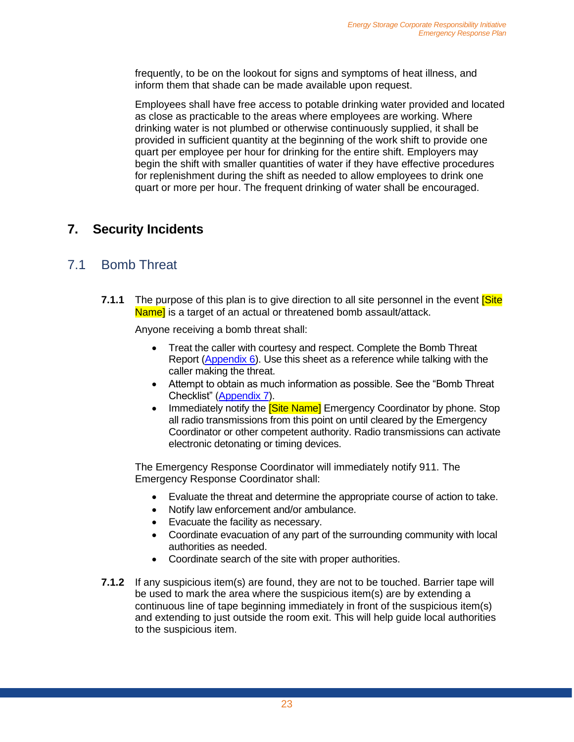frequently, to be on the lookout for signs and symptoms of heat illness, and inform them that shade can be made available upon request.

Employees shall have free access to potable drinking water provided and located as close as practicable to the areas where employees are working. Where drinking water is not plumbed or otherwise continuously supplied, it shall be provided in sufficient quantity at the beginning of the work shift to provide one quart per employee per hour for drinking for the entire shift. Employers may begin the shift with smaller quantities of water if they have effective procedures for replenishment during the shift as needed to allow employees to drink one quart or more per hour. The frequent drinking of water shall be encouraged.

# 7. Security Incidents

## 7.1 Bomb Threat

**7.1.1** The purpose of this plan is to give direction to all site personnel in the event [Site Name] is a target of an actual or threatened bomb assault/attack.

Anyone receiving a bomb threat shall:

- Treat the caller with courtesy and respect. Complete the Bomb Threat Report (Appendix 6). Use this sheet as a reference while talking with the caller making the threat.
- Attempt to obtain as much information as possible. See the "Bomb Threat Checklist" (Appendix 7).
- Immediately notify the [Site Name] Emergency Coordinator by phone. Stop all radio transmissions from this point on until cleared by the Emergency Coordinator or other competent authority. Radio transmissions can activate electronic detonating or timing devices.

The Emergency Response Coordinator will immediately notify 911. The Emergency Response Coordinator shall:

- Evaluate the threat and determine the appropriate course of action to take.
- Notify law enforcement and/or ambulance.
- Evacuate the facility as necessary.
- Coordinate evacuation of any part of the surrounding community with local authorities as needed.
- Coordinate search of the site with proper authorities.

**7.1.2** If any suspicious item(s) are found, they are not to be touched. Barrier tape will be used to mark the area where the suspicious item(s) are by extending a continuous line of tape beginning immediately in front of the suspicious item(s) and extending to just outside the room exit. This will help guide local authorities to the suspicious item.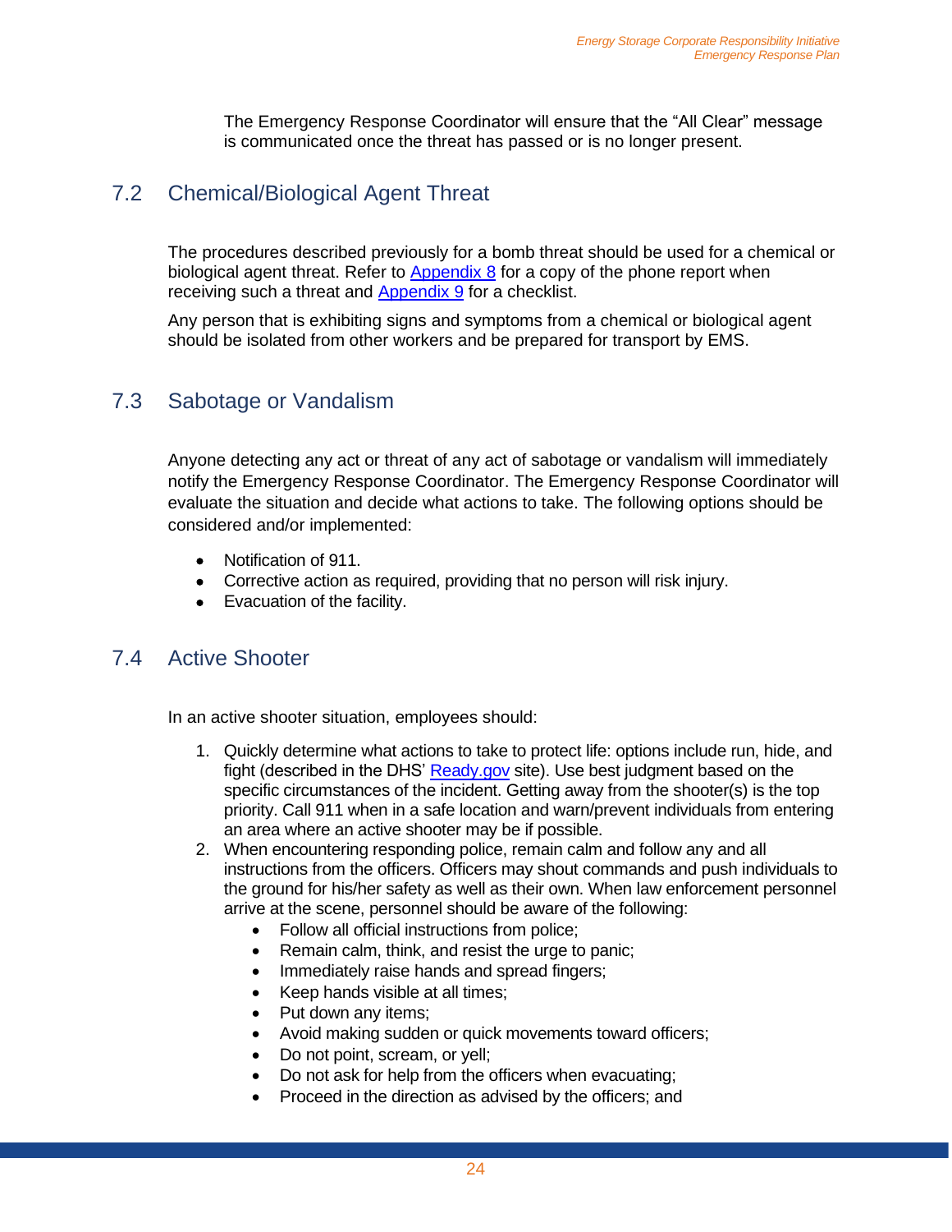The Emergency Response Coordinator will ensure that the "All Clear" message is communicated once the threat has passed or is no longer present.

## 7.2 Chemical/Biological Agent Threat

The procedures described previously for a bomb threat should be used for a chemical or biological agent threat. Refer to Appendix 8 for a copy of the phone report when receiving such a threat and Appendix 9 for a checklist.

Any person that is exhibiting signs and symptoms from a chemical or biological agent should be isolated from other workers and be prepared for transport by EMS.

## 7.3 Sabotage or Vandalism

Anyone detecting any act or threat of any act of sabotage or vandalism will immediately notify the Emergency Response Coordinator. The Emergency Response Coordinator will evaluate the situation and decide what actions to take. The following options should be considered and/or implemented:

- Notification of 911.
- Corrective action as required, providing that no person will risk injury.
- Evacuation of the facility.

## 7.4 Active Shooter

In an active shooter situation, employees should:

1. Quickly determine what actions to take to protect life: options include run, hide, and fight (described in the DHS' Ready.gov site). Use best judgment based on the specific circumstances of the incident. Getting away from the shooter(s) is the top priority. Call 911 when in a safe location and warn/prevent individuals from entering an area where an active shooter may be if possible.
2. When encountering responding police, remain calm and follow any and all instructions from the officers. Officers may shout commands and push individuals to the ground for his/her safety as well as their own. When law enforcement personnel arrive at the scene, personnel should be aware of the following:
   - Follow all official instructions from police;
   - Remain calm, think, and resist the urge to panic;
   - Immediately raise hands and spread fingers;
   - Keep hands visible at all times;
   - Put down any items;
   - Avoid making sudden or quick movements toward officers;
   - Do not point, scream, or yell;
   - Do not ask for help from the officers when evacuating;
   - Proceed in the direction as advised by the officers; and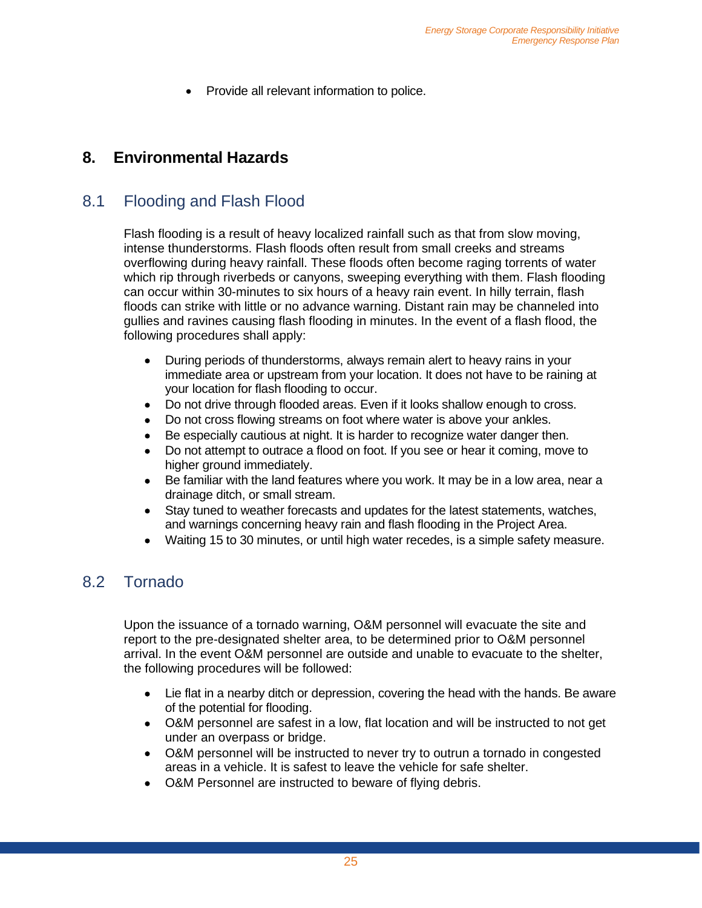- Provide all relevant information to police.

# 8. Environmental Hazards

## 8.1 Flooding and Flash Flood

Flash flooding is a result of heavy localized rainfall such as that from slow moving, intense thunderstorms. Flash floods often result from small creeks and streams overflowing during heavy rainfall. These floods often become raging torrents of water which rip through riverbeds or canyons, sweeping everything with them. Flash flooding can occur within 30-minutes to six hours of a heavy rain event. In hilly terrain, flash floods can strike with little or no advance warning. Distant rain may be channeled into gullies and ravines causing flash flooding in minutes. In the event of a flash flood, the following procedures shall apply:

- During periods of thunderstorms, always remain alert to heavy rains in your immediate area or upstream from your location. It does not have to be raining at your location for flash flooding to occur.
- Do not drive through flooded areas. Even if it looks shallow enough to cross.
- Do not cross flowing streams on foot where water is above your ankles.
- Be especially cautious at night. It is harder to recognize water danger then.
- Do not attempt to outrace a flood on foot. If you see or hear it coming, move to higher ground immediately.
- Be familiar with the land features where you work. It may be in a low area, near a drainage ditch, or small stream.
- Stay tuned to weather forecasts and updates for the latest statements, watches, and warnings concerning heavy rain and flash flooding in the Project Area.
- Waiting 15 to 30 minutes, or until high water recedes, is a simple safety measure.

## 8.2 Tornado

Upon the issuance of a tornado warning, O&M personnel will evacuate the site and report to the pre-designated shelter area, to be determined prior to O&M personnel arrival. In the event O&M personnel are outside and unable to evacuate to the shelter, the following procedures will be followed:

- Lie flat in a nearby ditch or depression, covering the head with the hands. Be aware of the potential for flooding.
- O&M personnel are safest in a low, flat location and will be instructed to not get under an overpass or bridge.
- O&M personnel will be instructed to never try to outrun a tornado in congested areas in a vehicle. It is safest to leave the vehicle for safe shelter.
- O&M Personnel are instructed to beware of flying debris.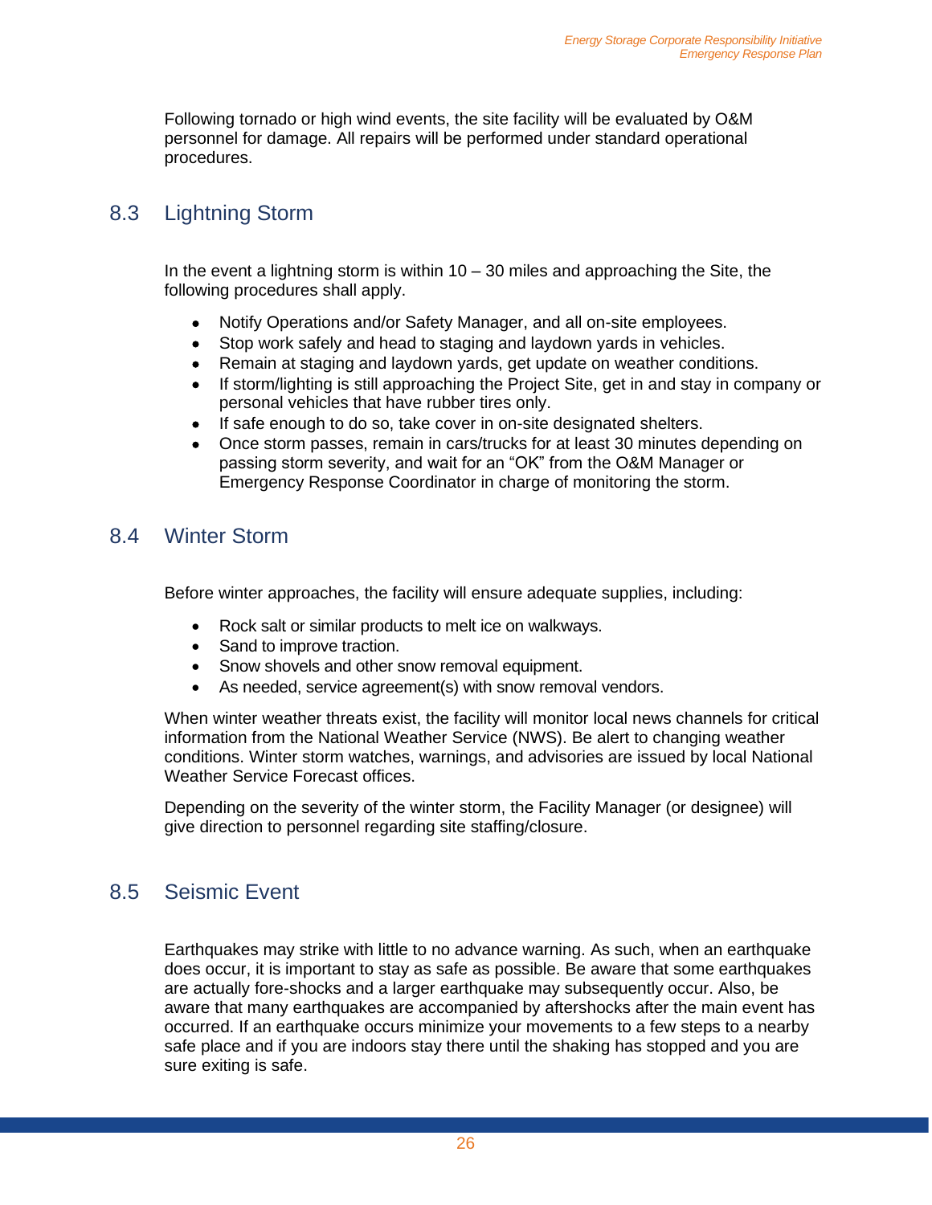Following tornado or high wind events, the site facility will be evaluated by O&M personnel for damage. All repairs will be performed under standard operational procedures.

## 8.3 Lightning Storm

In the event a lightning storm is within 10 – 30 miles and approaching the Site, the following procedures shall apply.

- Notify Operations and/or Safety Manager, and all on-site employees.
- Stop work safely and head to staging and laydown yards in vehicles.
- Remain at staging and laydown yards, get update on weather conditions.
- If storm/lighting is still approaching the Project Site, get in and stay in company or personal vehicles that have rubber tires only.
- If safe enough to do so, take cover in on-site designated shelters.
- Once storm passes, remain in cars/trucks for at least 30 minutes depending on passing storm severity, and wait for an "OK" from the O&M Manager or Emergency Response Coordinator in charge of monitoring the storm.

## 8.4 Winter Storm

Before winter approaches, the facility will ensure adequate supplies, including:

- Rock salt or similar products to melt ice on walkways.
- Sand to improve traction.
- Snow shovels and other snow removal equipment.
- As needed, service agreement(s) with snow removal vendors.

When winter weather threats exist, the facility will monitor local news channels for critical information from the National Weather Service (NWS). Be alert to changing weather conditions. Winter storm watches, warnings, and advisories are issued by local National Weather Service Forecast offices.

Depending on the severity of the winter storm, the Facility Manager (or designee) will give direction to personnel regarding site staffing/closure.

## 8.5 Seismic Event

Earthquakes may strike with little to no advance warning. As such, when an earthquake does occur, it is important to stay as safe as possible. Be aware that some earthquakes are actually fore-shocks and a larger earthquake may subsequently occur. Also, be aware that many earthquakes are accompanied by aftershocks after the main event has occurred. If an earthquake occurs minimize your movements to a few steps to a nearby safe place and if you are indoors stay there until the shaking has stopped and you are sure exiting is safe.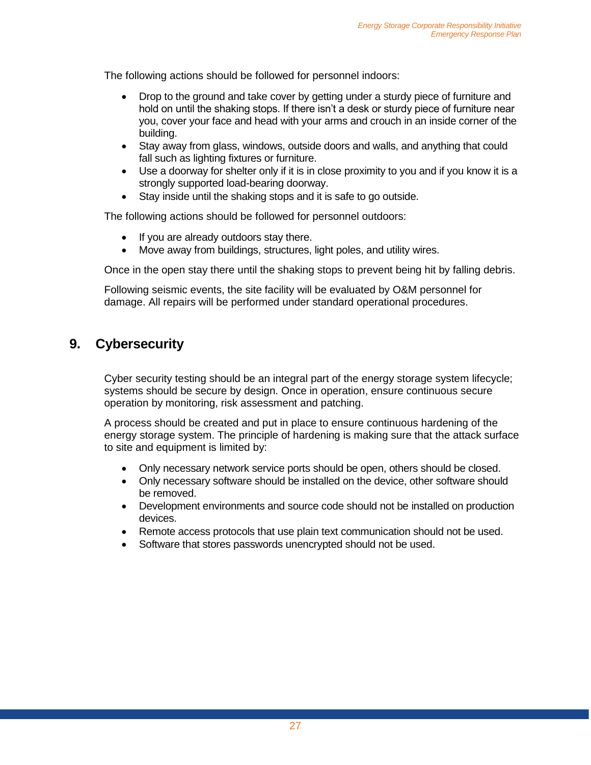The following actions should be followed for personnel indoors:

- Drop to the ground and take cover by getting under a sturdy piece of furniture and hold on until the shaking stops. If there isn't a desk or sturdy piece of furniture near you, cover your face and head with your arms and crouch in an inside corner of the building.
- Stay away from glass, windows, outside doors and walls, and anything that could fall such as lighting fixtures or furniture.
- Use a doorway for shelter only if it is in close proximity to you and if you know it is a strongly supported load-bearing doorway.
- Stay inside until the shaking stops and it is safe to go outside.

The following actions should be followed for personnel outdoors:

- If you are already outdoors stay there.
- Move away from buildings, structures, light poles, and utility wires.

Once in the open stay there until the shaking stops to prevent being hit by falling debris.

Following seismic events, the site facility will be evaluated by O&M personnel for damage. All repairs will be performed under standard operational procedures.

# 9. Cybersecurity

Cyber security testing should be an integral part of the energy storage system lifecycle; systems should be secure by design. Once in operation, ensure continuous secure operation by monitoring, risk assessment and patching.

A process should be created and put in place to ensure continuous hardening of the energy storage system. The principle of hardening is making sure that the attack surface to site and equipment is limited by:

- Only necessary network service ports should be open, others should be closed.
- Only necessary software should be installed on the device, other software should be removed.
- Development environments and source code should not be installed on production devices.
- Remote access protocols that use plain text communication should not be used.
- Software that stores passwords unencrypted should not be used.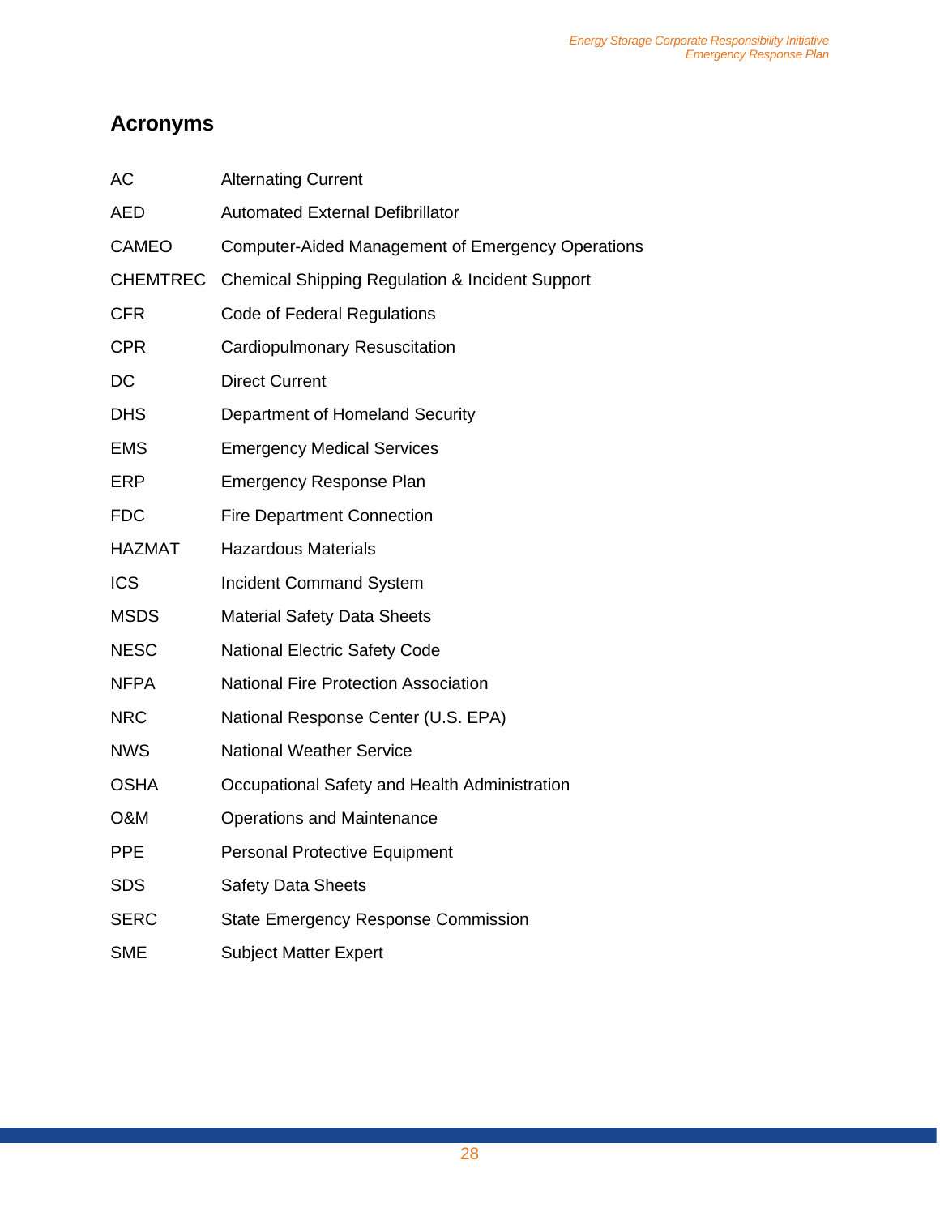## Acronyms

| | |
|---|---|
| AC | Alternating Current |
| AED | Automated External Defibrillator |
| CAMEO | Computer-Aided Management of Emergency Operations |
| CHEMTREC | Chemical Shipping Regulation & Incident Support |
| CFR | Code of Federal Regulations |
| CPR | Cardiopulmonary Resuscitation |
| DC | Direct Current |
| DHS | Department of Homeland Security |
| EMS | Emergency Medical Services |
| ERP | Emergency Response Plan |
| FDC | Fire Department Connection |
| HAZMAT | Hazardous Materials |
| ICS | Incident Command System |
| MSDS | Material Safety Data Sheets |
| NESC | National Electric Safety Code |
| NFPA | National Fire Protection Association |
| NRC | National Response Center (U.S. EPA) |
| NWS | National Weather Service |
| OSHA | Occupational Safety and Health Administration |
| O&M | Operations and Maintenance |
| PPE | Personal Protective Equipment |
| SDS | Safety Data Sheets |
| SERC | State Emergency Response Commission |
| SME | Subject Matter Expert |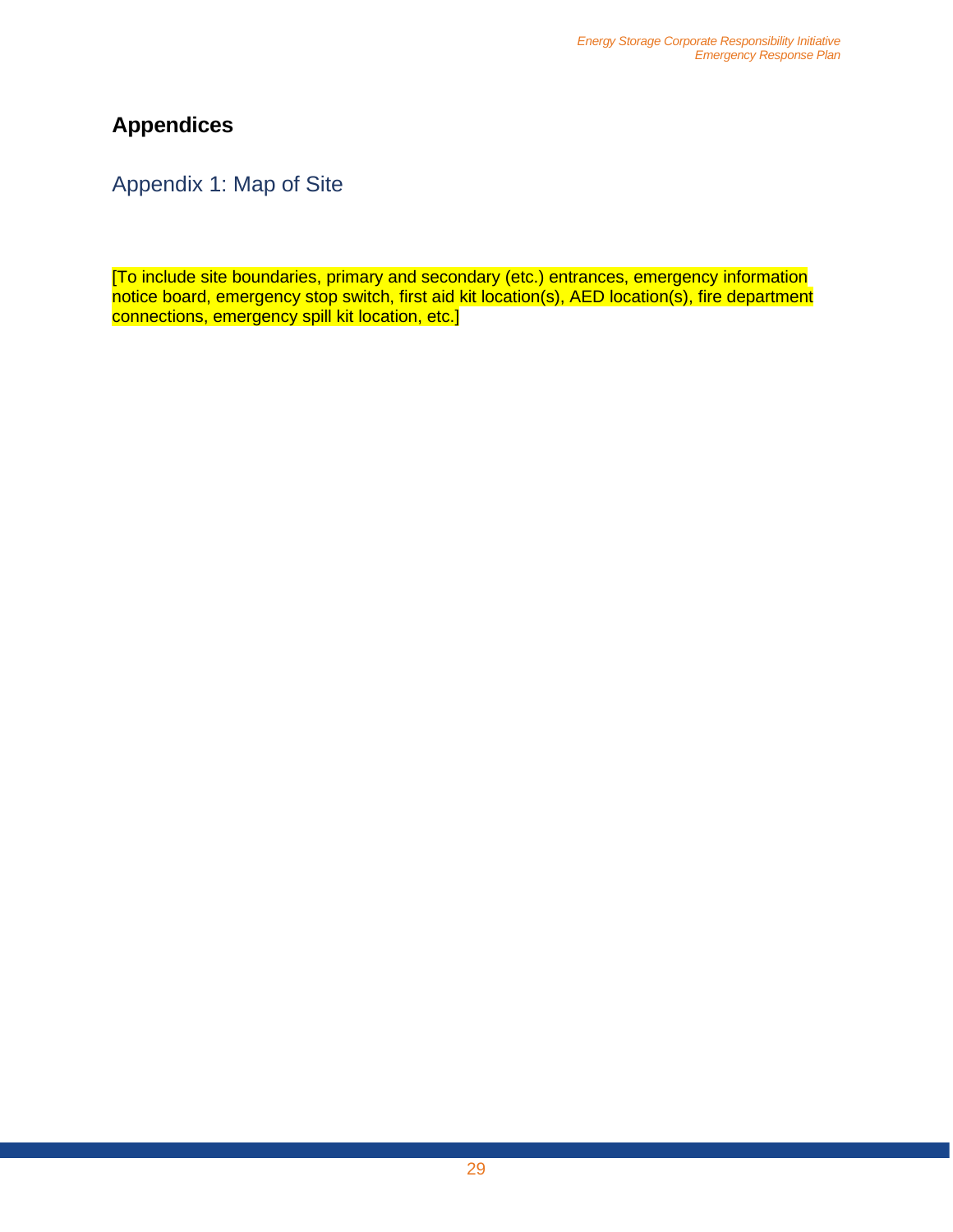# Appendices

## Appendix 1: Map of Site

[To include site boundaries, primary and secondary (etc.) entrances, emergency information notice board, emergency stop switch, first aid kit location(s), AED location(s), fire department connections, emergency spill kit location, etc.]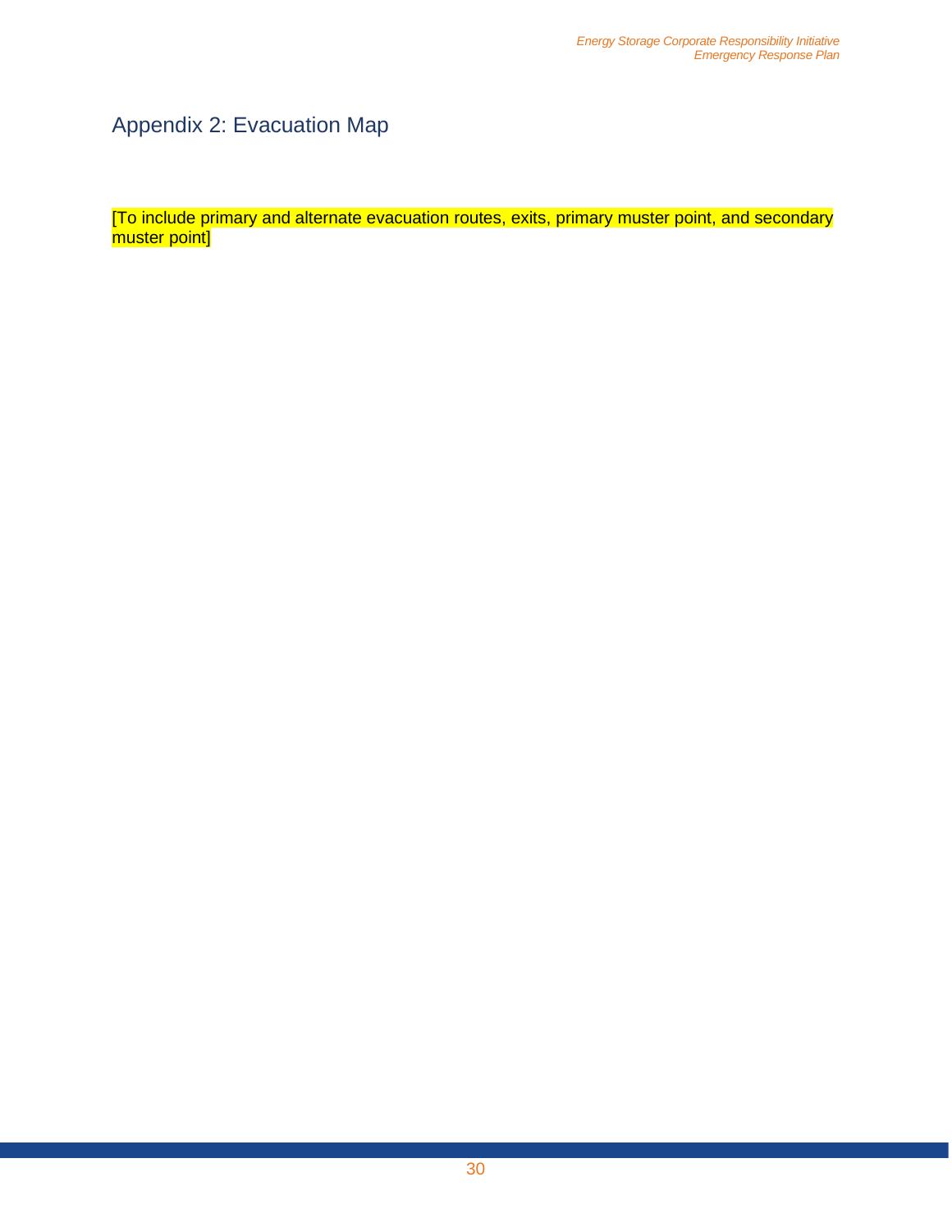## Appendix 2: Evacuation Map

[To include primary and alternate evacuation routes, exits, primary muster point, and secondary muster point]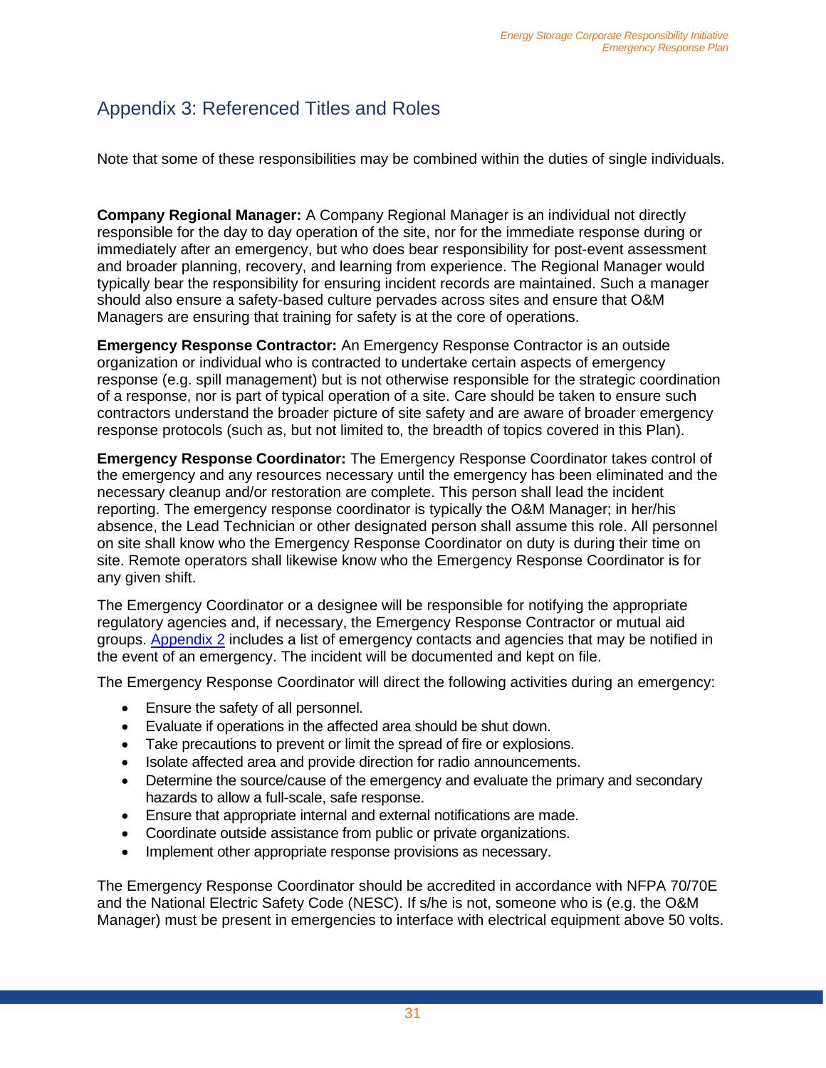## Appendix 3: Referenced Titles and Roles

Note that some of these responsibilities may be combined within the duties of single individuals.

**Company Regional Manager:** A Company Regional Manager is an individual not directly responsible for the day to day operation of the site, nor for the immediate response during or immediately after an emergency, but who does bear responsibility for post-event assessment and broader planning, recovery, and learning from experience. The Regional Manager would typically bear the responsibility for ensuring incident records are maintained. Such a manager should also ensure a safety-based culture pervades across sites and ensure that O&M Managers are ensuring that training for safety is at the core of operations.

**Emergency Response Contractor:** An Emergency Response Contractor is an outside organization or individual who is contracted to undertake certain aspects of emergency response (e.g. spill management) but is not otherwise responsible for the strategic coordination of a response, nor is part of typical operation of a site. Care should be taken to ensure such contractors understand the broader picture of site safety and are aware of broader emergency response protocols (such as, but not limited to, the breadth of topics covered in this Plan).

**Emergency Response Coordinator:** The Emergency Response Coordinator takes control of the emergency and any resources necessary until the emergency has been eliminated and the necessary cleanup and/or restoration are complete. This person shall lead the incident reporting. The emergency response coordinator is typically the O&M Manager; in her/his absence, the Lead Technician or other designated person shall assume this role. All personnel on site shall know who the Emergency Response Coordinator on duty is during their time on site. Remote operators shall likewise know who the Emergency Response Coordinator is for any given shift.

The Emergency Coordinator or a designee will be responsible for notifying the appropriate regulatory agencies and, if necessary, the Emergency Response Contractor or mutual aid groups. Appendix 2 includes a list of emergency contacts and agencies that may be notified in the event of an emergency. The incident will be documented and kept on file.

The Emergency Response Coordinator will direct the following activities during an emergency:

- Ensure the safety of all personnel.
- Evaluate if operations in the affected area should be shut down.
- Take precautions to prevent or limit the spread of fire or explosions.
- Isolate affected area and provide direction for radio announcements.
- Determine the source/cause of the emergency and evaluate the primary and secondary hazards to allow a full-scale, safe response.
- Ensure that appropriate internal and external notifications are made.
- Coordinate outside assistance from public or private organizations.
- Implement other appropriate response provisions as necessary.

The Emergency Response Coordinator should be accredited in accordance with NFPA 70/70E and the National Electric Safety Code (NESC). If s/he is not, someone who is (e.g. the O&M Manager) must be present in emergencies to interface with electrical equipment above 50 volts.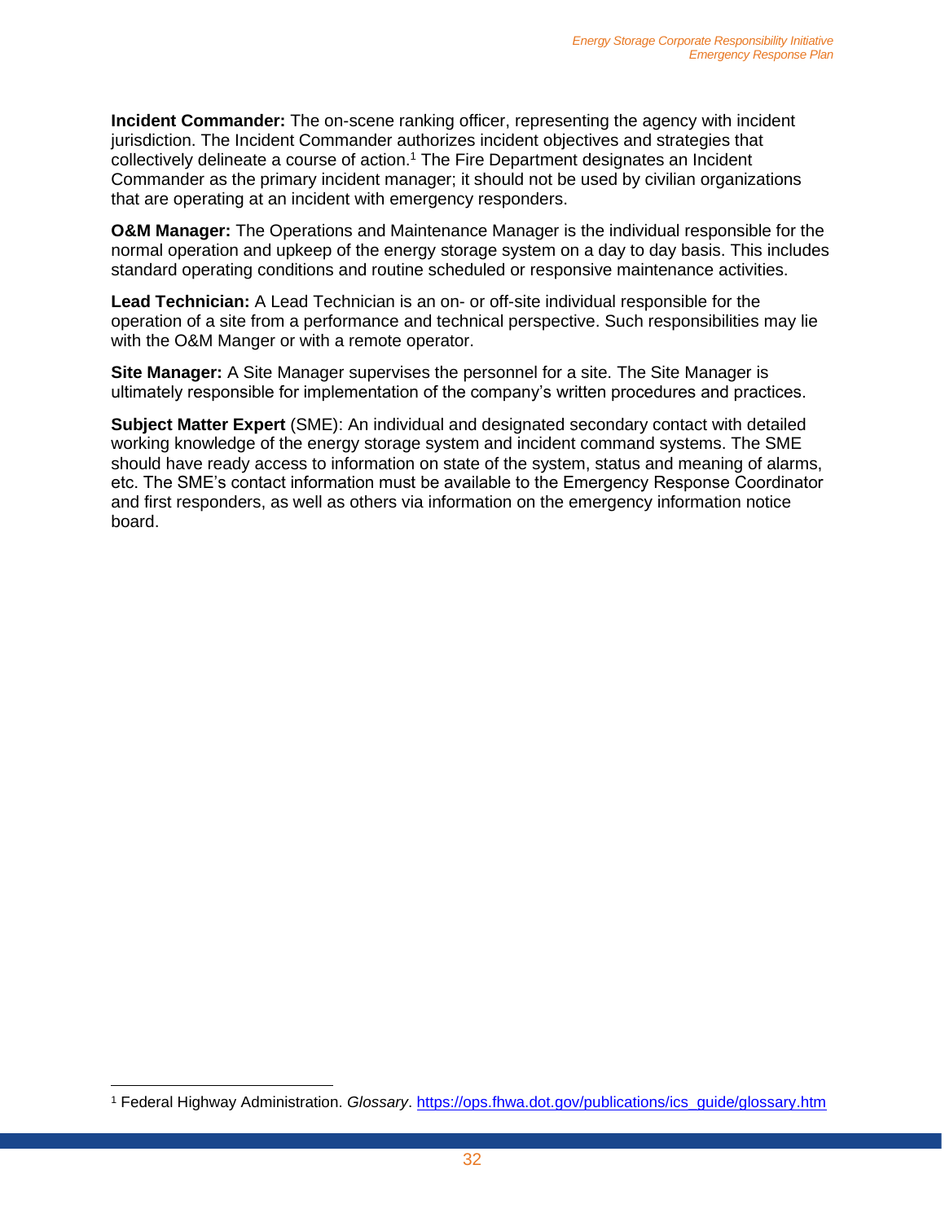**Incident Commander:** The on-scene ranking officer, representing the agency with incident jurisdiction. The Incident Commander authorizes incident objectives and strategies that collectively delineate a course of action.[1] The Fire Department designates an Incident Commander as the primary incident manager; it should not be used by civilian organizations that are operating at an incident with emergency responders.

**O&M Manager:** The Operations and Maintenance Manager is the individual responsible for the normal operation and upkeep of the energy storage system on a day to day basis. This includes standard operating conditions and routine scheduled or responsive maintenance activities.

**Lead Technician:** A Lead Technician is an on- or off-site individual responsible for the operation of a site from a performance and technical perspective. Such responsibilities may lie with the O&M Manger or with a remote operator.

**Site Manager:** A Site Manager supervises the personnel for a site. The Site Manager is ultimately responsible for implementation of the company's written procedures and practices.

**Subject Matter Expert** (SME): An individual and designated secondary contact with detailed working knowledge of the energy storage system and incident command systems. The SME should have ready access to information on state of the system, status and meaning of alarms, etc. The SME's contact information must be available to the Emergency Response Coordinator and first responders, as well as others via information on the emergency information notice board.

---

[1] Federal Highway Administration. *Glossary*. https://ops.fhwa.dot.gov/publications/ics_guide/glossary.htm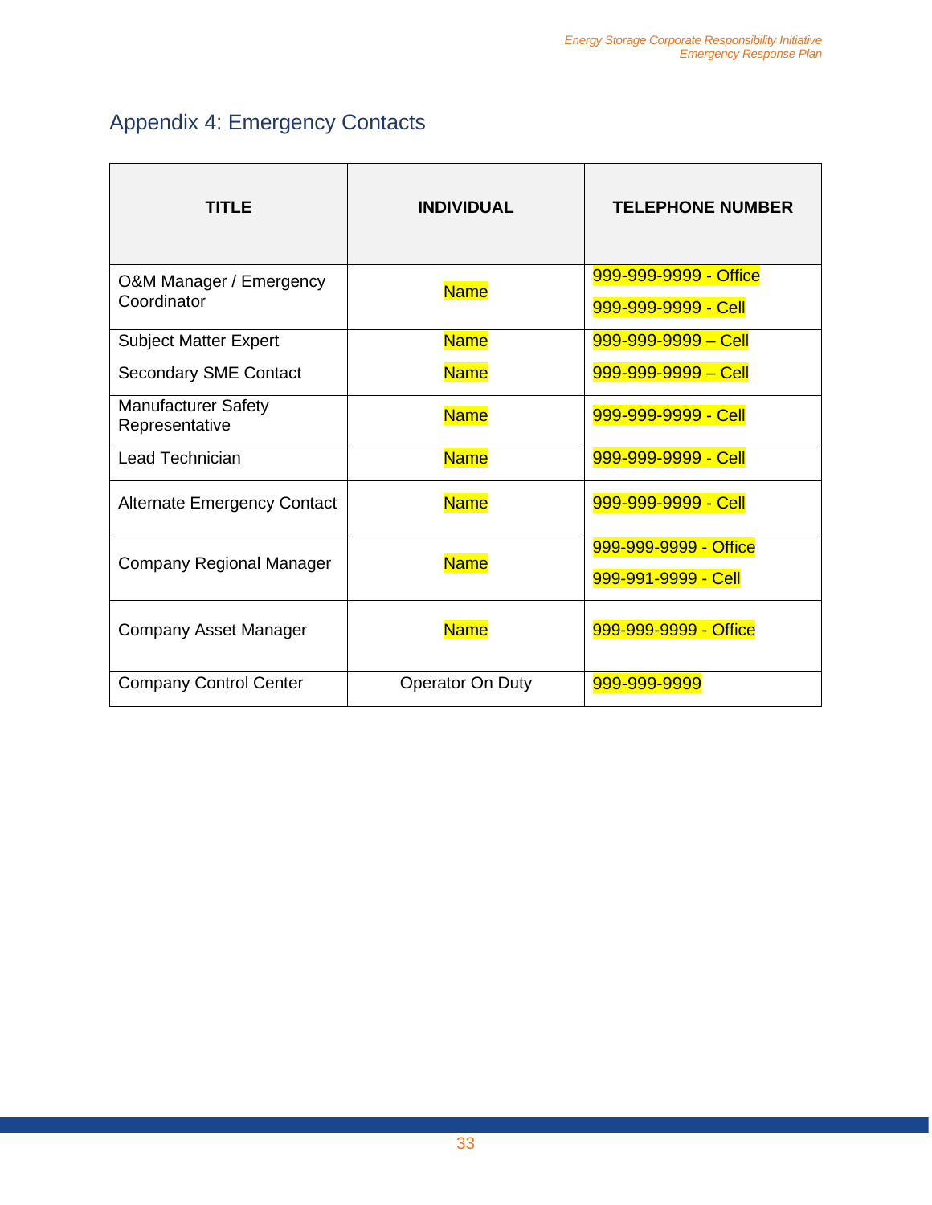## Appendix 4: Emergency Contacts

| TITLE | INDIVIDUAL | TELEPHONE NUMBER |
| --- | --- | --- |
| O&M Manager / Emergency Coordinator | Name | 999-999-9999 - Office<br>999-999-9999 - Cell |
| Subject Matter Expert<br>Secondary SME Contact | Name<br>Name | 999-999-9999 – Cell<br>999-999-9999 – Cell |
| Manufacturer Safety Representative | Name | 999-999-9999 - Cell |
| Lead Technician | Name | 999-999-9999 - Cell |
| Alternate Emergency Contact | Name | 999-999-9999 - Cell |
| Company Regional Manager | Name | 999-999-9999 - Office<br>999-991-9999 - Cell |
| Company Asset Manager | Name | 999-999-9999 - Office |
| Company Control Center | Operator On Duty | 999-999-9999 |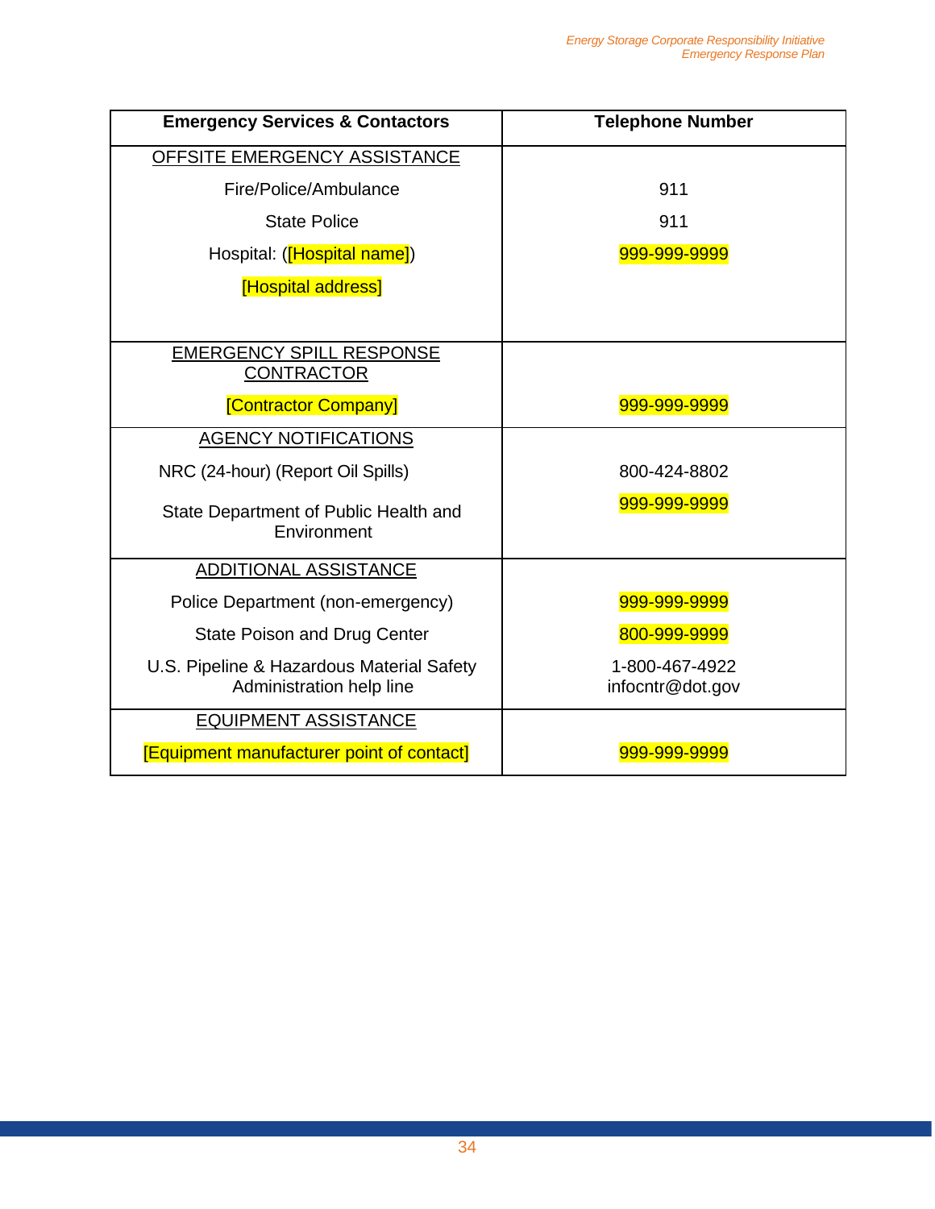| Emergency Services & Contactors | Telephone Number |
|---|---|
| OFFSITE EMERGENCY ASSISTANCE | |
| Fire/Police/Ambulance | 911 |
| State Police | 911 |
| Hospital: ([Hospital name]) [Hospital address] | 999-999-9999 |
| EMERGENCY SPILL RESPONSE CONTRACTOR | |
| [Contractor Company] | 999-999-9999 |
| AGENCY NOTIFICATIONS | |
| NRC (24-hour) (Report Oil Spills) | 800-424-8802 |
| State Department of Public Health and Environment | 999-999-9999 |
| ADDITIONAL ASSISTANCE | |
| Police Department (non-emergency) | 999-999-9999 |
| State Poison and Drug Center | 800-999-9999 |
| U.S. Pipeline & Hazardous Material Safety Administration help line | 1-800-467-4922 infocntr@dot.gov |
| EQUIPMENT ASSISTANCE | |
| [Equipment manufacturer point of contact] | 999-999-9999 |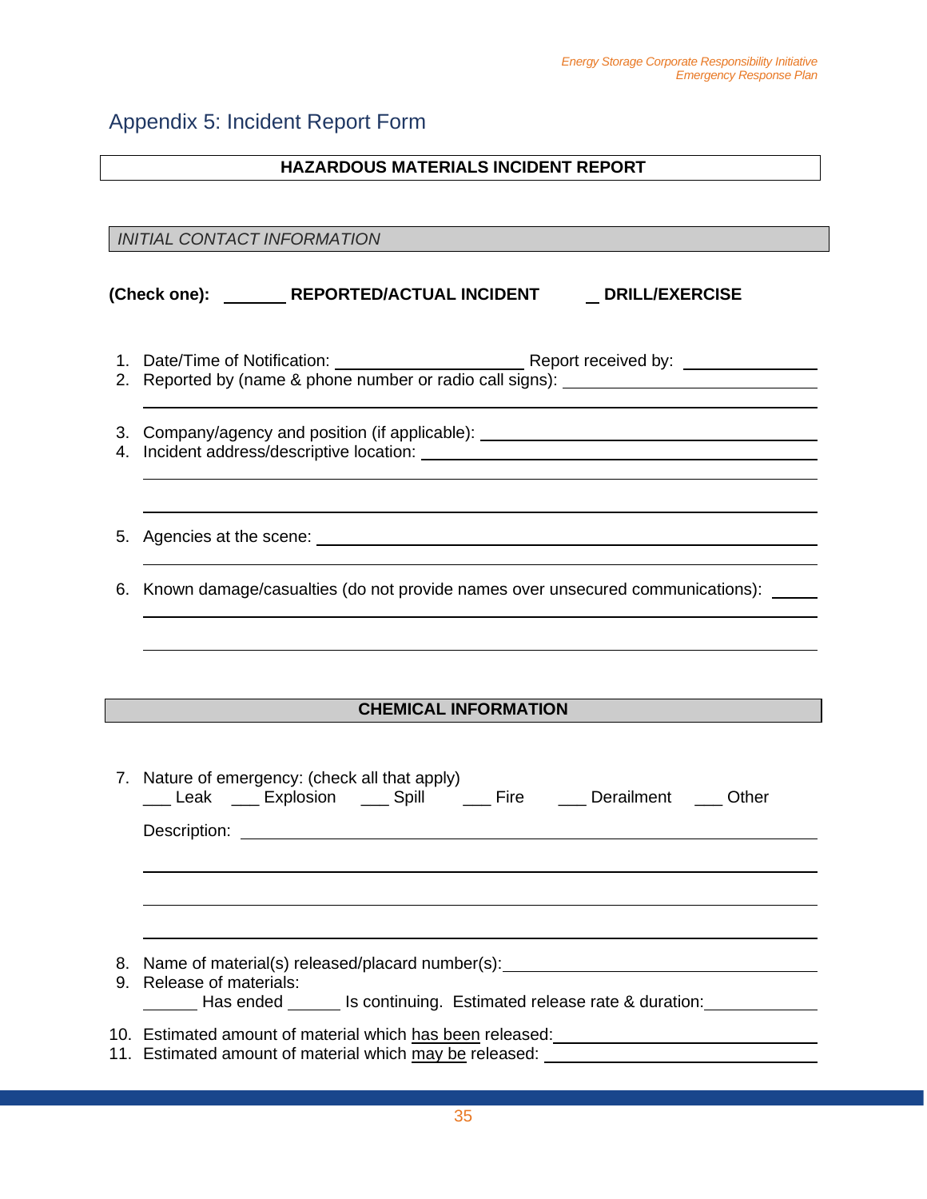## Appendix 5: Incident Report Form

**HAZARDOUS MATERIALS INCIDENT REPORT**

*INITIAL CONTACT INFORMATION*

**(Check one):** _______ **REPORTED/ACTUAL INCIDENT** _ **DRILL/EXERCISE**

1. Date/Time of Notification: ____________________ Report received by: ______________
2. Reported by (name & phone number or radio call signs): ______________________________

   ______________________________________________________________________________
3. Company/agency and position (if applicable): ______________________________________
4. Incident address/descriptive location: ____________________________________________

   ______________________________________________________________________________

   ______________________________________________________________________________
5. Agencies at the scene: _________________________________________________________

   ______________________________________________________________________________
6. Known damage/casualties (do not provide names over unsecured communications): _____

   ______________________________________________________________________________

   ______________________________________________________________________________

**CHEMICAL INFORMATION**

7. Nature of emergency: (check all that apply)
   ___ Leak ___ Explosion ___ Spill ___ Fire ___ Derailment ___ Other

   Description: _______________________________________________________________

   ______________________________________________________________________________

   ______________________________________________________________________________

   ______________________________________________________________________________
8. Name of material(s) released/placard number(s): __________________________________
9. Release of materials:
   ______ Has ended ______ Is continuing. Estimated release rate & duration: ____________
10. Estimated amount of material which <u>has been</u> released: ____________________________
11. Estimated amount of material which <u>may be</u> released: ______________________________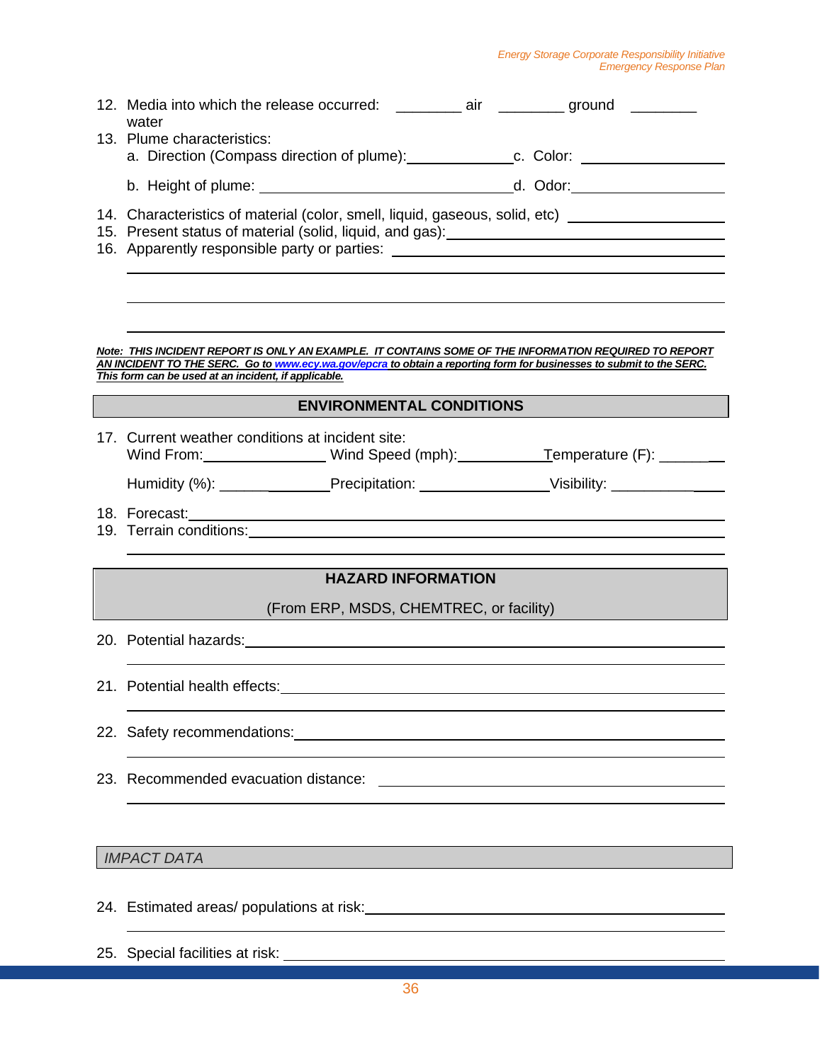12. Media into which the release occurred: ________ air ________ ground ________ water
13. Plume characteristics:
    a. Direction (Compass direction of plume):_____________ c. Color: _________________
    b. Height of plume: ______________________________ d. Odor:_________________
14. Characteristics of material (color, smell, liquid, gaseous, solid, etc) __________________
15. Present status of material (solid, liquid, and gas):_________________________________
16. Apparently responsible party or parties: ______________________________________

    ______________________________________________________________________

    ______________________________________________________________________

    ______________________________________________________________________

***Note: THIS INCIDENT REPORT IS ONLY AN EXAMPLE. IT CONTAINS SOME OF THE INFORMATION REQUIRED TO REPORT AN INCIDENT TO THE SERC. Go to [www.ecy.wa.gov/epcra](http://www.ecy.wa.gov/epcra) to obtain a reporting form for businesses to submit to the SERC. This form can be used at an incident, if applicable.***

## ENVIRONMENTAL CONDITIONS

17. Current weather conditions at incident site:
    Wind From:_______________ Wind Speed (mph):___________ Temperature (F): ________
    Humidity (%): ______________ Precipitation: ________________ Visibility: ______________
18. Forecast:_____________________________________________________________
19. Terrain conditions:_______________________________________________________

    ______________________________________________________________________

## HAZARD INFORMATION

(From ERP, MSDS, CHEMTREC, or facility)

20. Potential hazards:_______________________________________________________

    ______________________________________________________________________

21. Potential health effects:__________________________________________________

    ______________________________________________________________________

22. Safety recommendations:__________________________________________________

    ______________________________________________________________________

23. Recommended evacuation distance: ____________________________________________

    ______________________________________________________________________

## *IMPACT DATA*

24. Estimated areas/ populations at risk:_________________________________________

    ______________________________________________________________________

25. Special facilities at risk: ____________________________________________________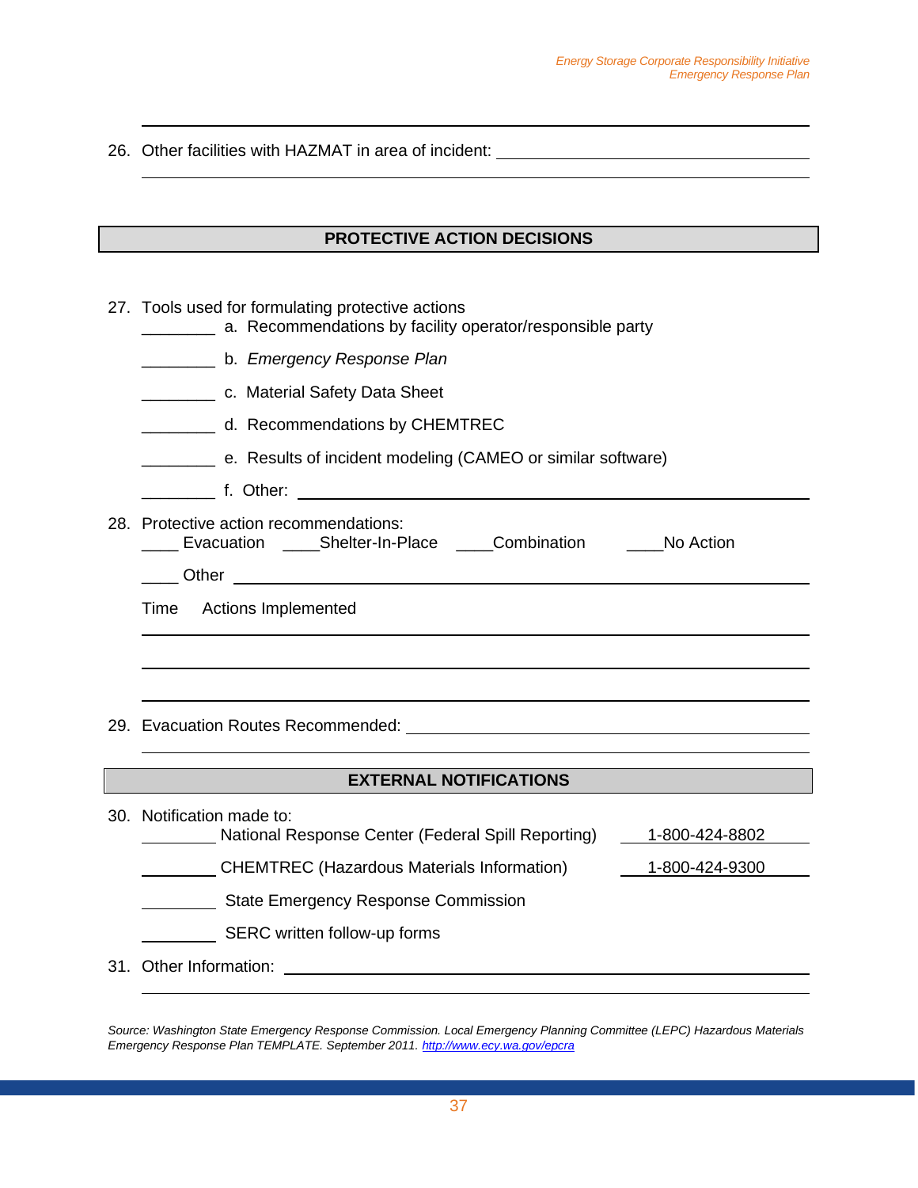26. Other facilities with HAZMAT in area of incident: ____________________________________

## PROTECTIVE ACTION DECISIONS

27. Tools used for formulating protective actions
    - ________ a. Recommendations by facility operator/responsible party
    - ________ b. *Emergency Response Plan*
    - ________ c. Material Safety Data Sheet
    - ________ d. Recommendations by CHEMTREC
    - ________ e. Results of incident modeling (CAMEO or similar software)
    - ________ f. Other: ____________________________________

28. Protective action recommendations:
    ____ Evacuation ____Shelter-In-Place ____Combination ____No Action

    ____ Other ____________________________________

    Time Actions Implemented

    ____________________________________

    ____________________________________

    ____________________________________

29. Evacuation Routes Recommended: ____________________________________

## EXTERNAL NOTIFICATIONS

30. Notification made to:
    - ________ National Response Center (Federal Spill Reporting) 1-800-424-8802
    - ________ CHEMTREC (Hazardous Materials Information) 1-800-424-9300
    - ________ State Emergency Response Commission
    - ________ SERC written follow-up forms

31. Other Information: ____________________________________

*Source: Washington State Emergency Response Commission. Local Emergency Planning Committee (LEPC) Hazardous Materials Emergency Response Plan TEMPLATE. September 2011. http://www.ecy.wa.gov/epcra*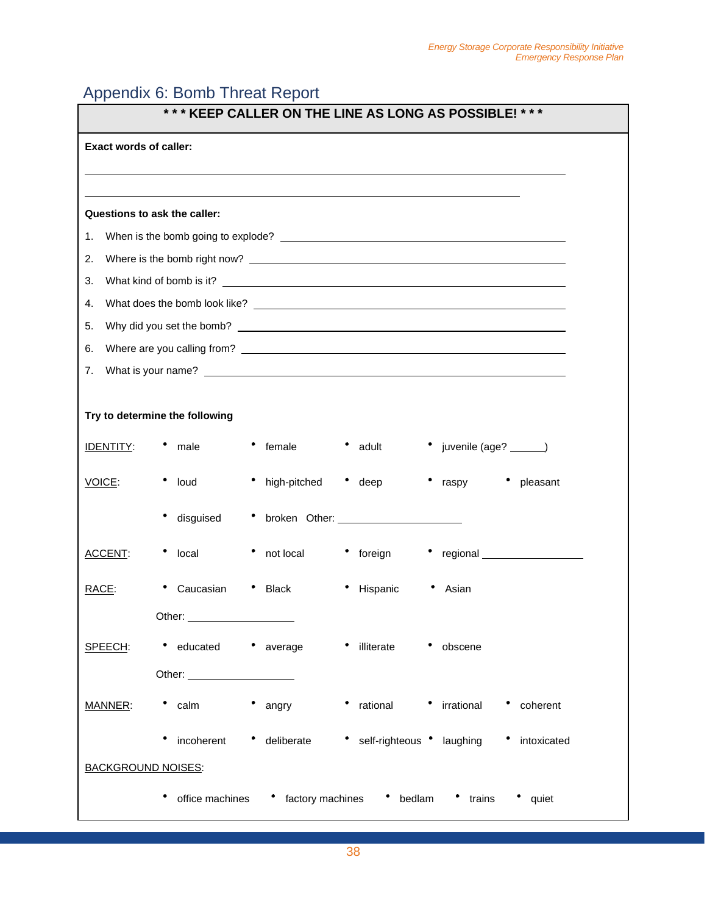## Appendix 6: Bomb Threat Report

**\* \* \* KEEP CALLER ON THE LINE AS LONG AS POSSIBLE! \* \* \***

**Exact words of caller:**

______________________________________________________________________

____________________________________________________________________

**Questions to ask the caller:**

1. When is the bomb going to explode? ____________________________________
2. Where is the bomb right now? ________________________________________
3. What kind of bomb is it? ___________________________________________
4. What does the bomb look like? _______________________________________
5. Why did you set the bomb? _________________________________________
6. Where are you calling from? ________________________________________
7. What is your name? ______________________________________________

**Try to determine the following**

IDENTITY:
- male
- female
- adult
- juvenile (age? ______)

VOICE:
- loud
- high-pitched
- deep
- raspy
- pleasant
- disguised
- broken Other: ____________________

ACCENT:
- local
- not local
- foreign
- regional ________________

RACE:
- Caucasian
- Black
- Hispanic
- Asian

Other: ________________

SPEECH:
- educated
- average
- illiterate
- obscene

Other: ________________

MANNER:
- calm
- angry
- rational
- irrational
- coherent
- incoherent
- deliberate
- self-righteous
- laughing
- intoxicated

BACKGROUND NOISES:
- office machines
- factory machines
- bedlam
- trains
- quiet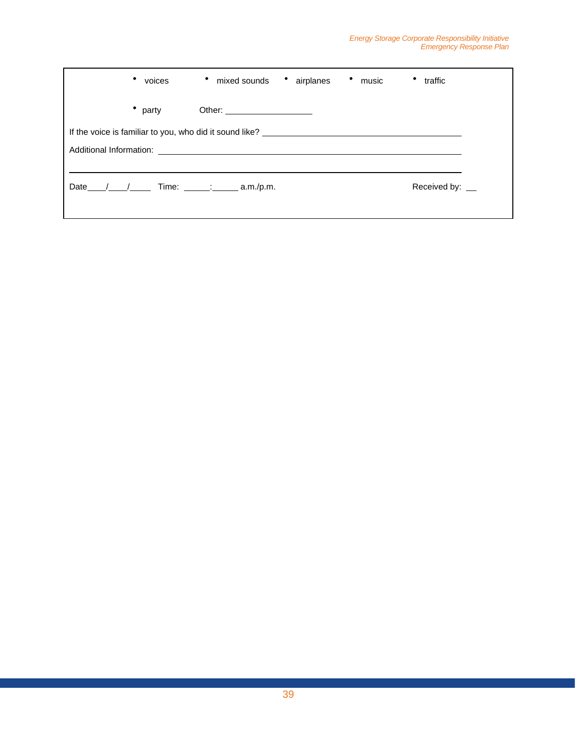- voices
- mixed sounds
- airplanes
- music
- traffic
- party

Other: ____________________

If the voice is familiar to you, who did it sound like? ____________________________________________

Additional Information: ____________________________________________________________________

___________________________________________________________________________________________

Date____/____/_____ Time: ______:______ a.m./p.m. Received by: __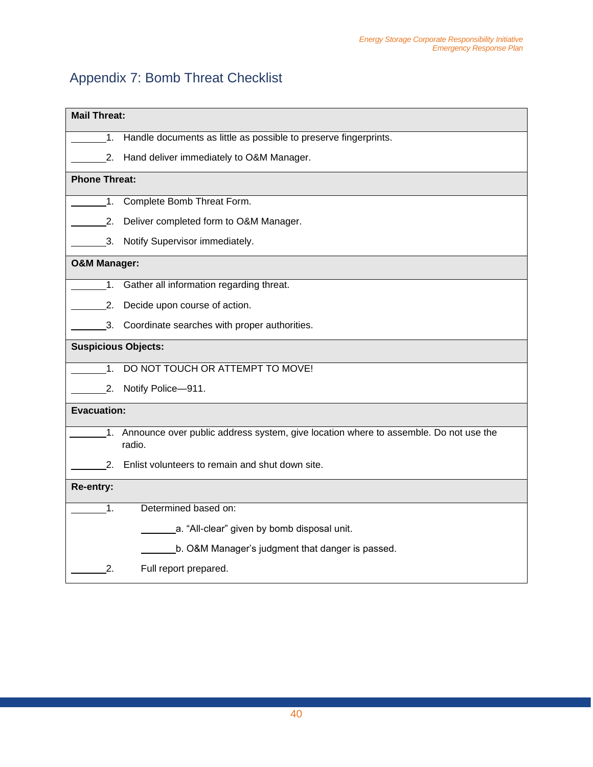## Appendix 7: Bomb Threat Checklist

| **Mail Threat:** |
|---|
| _______1. Handle documents as little as possible to preserve fingerprints. |
| _______2. Hand deliver immediately to O&M Manager. |
| **Phone Threat:** |
| _______1. Complete Bomb Threat Form. |
| _______2. Deliver completed form to O&M Manager. |
| _______3. Notify Supervisor immediately. |
| **O&M Manager:** |
| _______1. Gather all information regarding threat. |
| _______2. Decide upon course of action. |
| _______3. Coordinate searches with proper authorities. |
| **Suspicious Objects:** |
| _______1. DO NOT TOUCH OR ATTEMPT TO MOVE! |
| _______2. Notify Police—911. |
| **Evacuation:** |
| _______1. Announce over public address system, give location where to assemble. Do not use the radio. |
| _______2. Enlist volunteers to remain and shut down site. |
| **Re-entry:** |
| _______1. Determined based on: |
| _______a. "All-clear" given by bomb disposal unit. |
| _______b. O&M Manager's judgment that danger is passed. |
| _______2. Full report prepared. |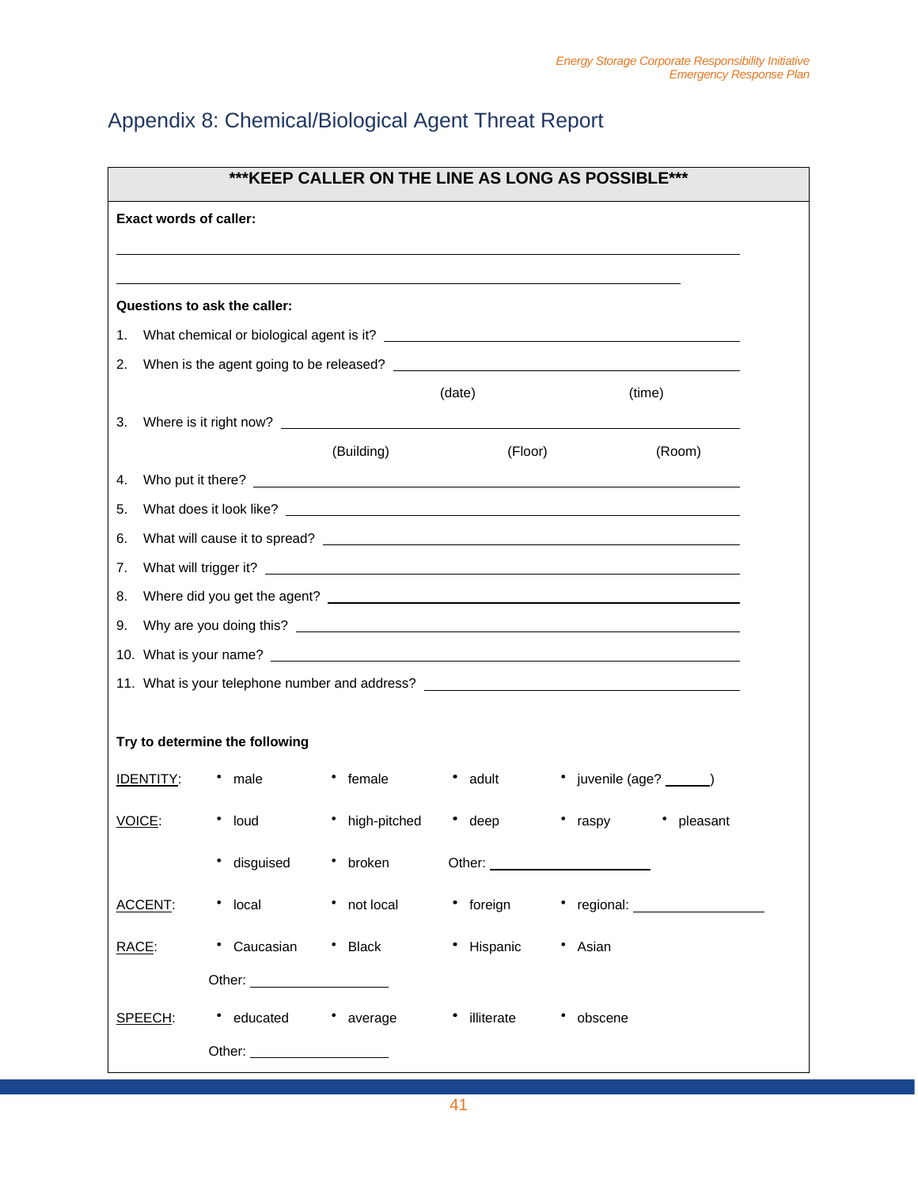# Appendix 8: Chemical/Biological Agent Threat Report

**\*\*\*KEEP CALLER ON THE LINE AS LONG AS POSSIBLE\*\*\***

**Exact words of caller:**

______________________________________________________________________________

______________________________________________________________________________

**Questions to ask the caller:**

1. What chemical or biological agent is it? ______________________________
2. When is the agent going to be released? ______________________________
   (date) (time)
3. Where is it right now? ______________________________
   (Building) (Floor) (Room)
4. Who put it there? ______________________________
5. What does it look like? ______________________________
6. What will cause it to spread? ______________________________
7. What will trigger it? ______________________________
8. Where did you get the agent? ______________________________
9. Why are you doing this? ______________________________
10. What is your name? ______________________________
11. What is your telephone number and address? ______________________________

**Try to determine the following**

IDENTITY:
- male
- female
- adult
- juvenile (age? ______)

VOICE:
- loud
- high-pitched
- deep
- raspy
- pleasant
- disguised
- broken

Other: ____________________

ACCENT:
- local
- not local
- foreign
- regional: ____________________

RACE:
- Caucasian
- Black
- Hispanic
- Asian

Other: ____________________

SPEECH:
- educated
- average
- illiterate
- obscene

Other: ____________________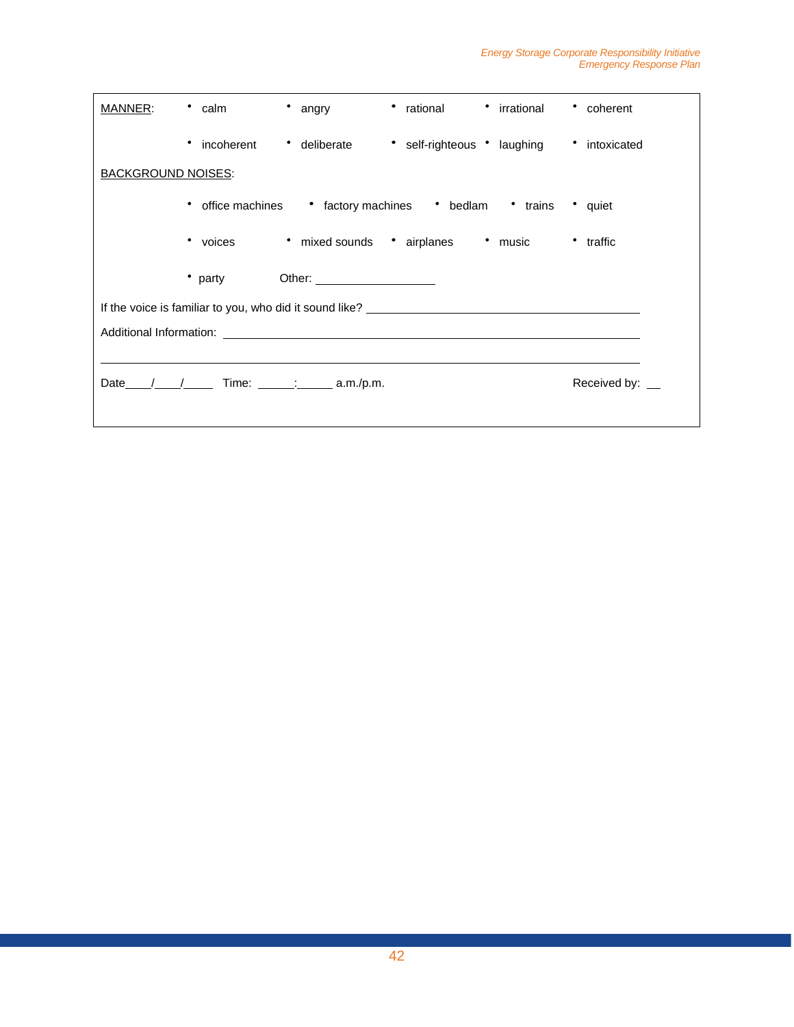MANNER:

- calm
- angry
- rational
- irrational
- coherent
- incoherent
- deliberate
- self-righteous
- laughing
- intoxicated

BACKGROUND NOISES:

- office machines
- factory machines
- bedlam
- trains
- quiet
- voices
- mixed sounds
- airplanes
- music
- traffic
- party

Other: ____________________

If the voice is familiar to you, who did it sound like? ______________________________________________

Additional Information: ______________________________________________________________________

______________________________________________________________________________________________

Date____/____/_____ Time: ______:______ a.m./p.m. Received by: __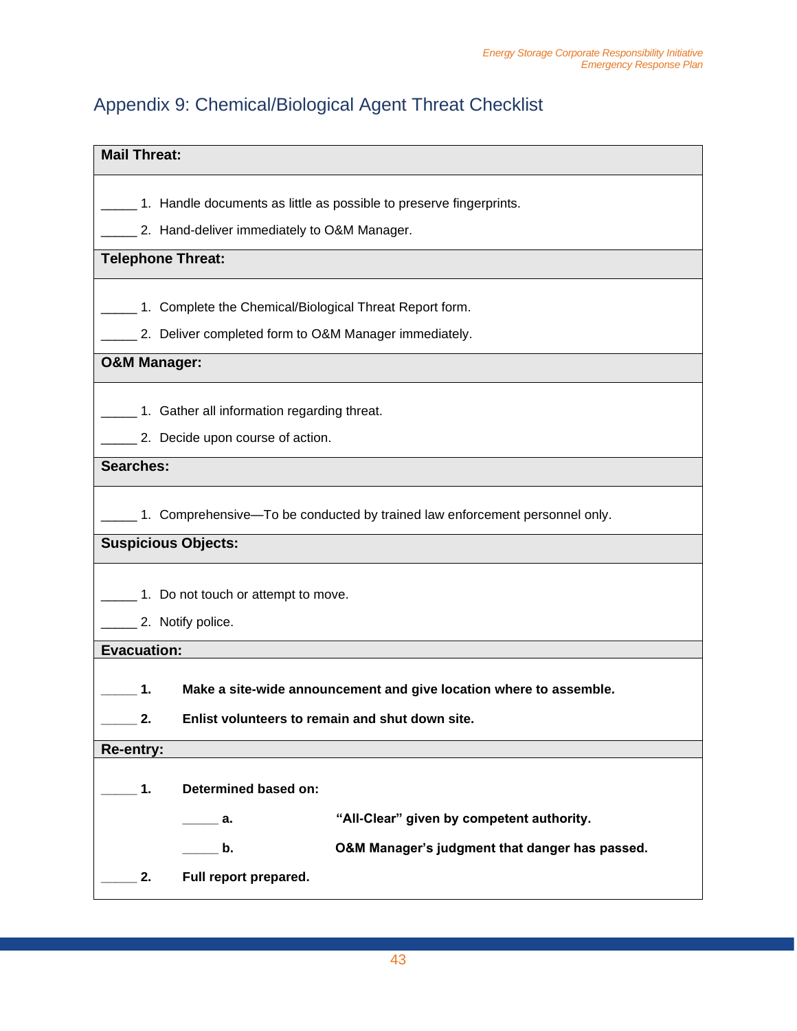## Appendix 9: Chemical/Biological Agent Threat Checklist

**Mail Threat:**

_____ 1. Handle documents as little as possible to preserve fingerprints.

_____ 2. Hand-deliver immediately to O&M Manager.

**Telephone Threat:**

_____ 1. Complete the Chemical/Biological Threat Report form.

_____ 2. Deliver completed form to O&M Manager immediately.

**O&M Manager:**

_____ 1. Gather all information regarding threat.

_____ 2. Decide upon course of action.

**Searches:**

_____ 1. Comprehensive—To be conducted by trained law enforcement personnel only.

**Suspicious Objects:**

_____ 1. Do not touch or attempt to move.

_____ 2. Notify police.

**Evacuation:**

_____ **1. Make a site-wide announcement and give location where to assemble.**

_____ **2. Enlist volunteers to remain and shut down site.**

**Re-entry:**

_____ **1. Determined based on:**

- _____ **a. “All-Clear” given by competent authority.**
- _____ **b. O&M Manager’s judgment that danger has passed.**

_____ **2. Full report prepared.**